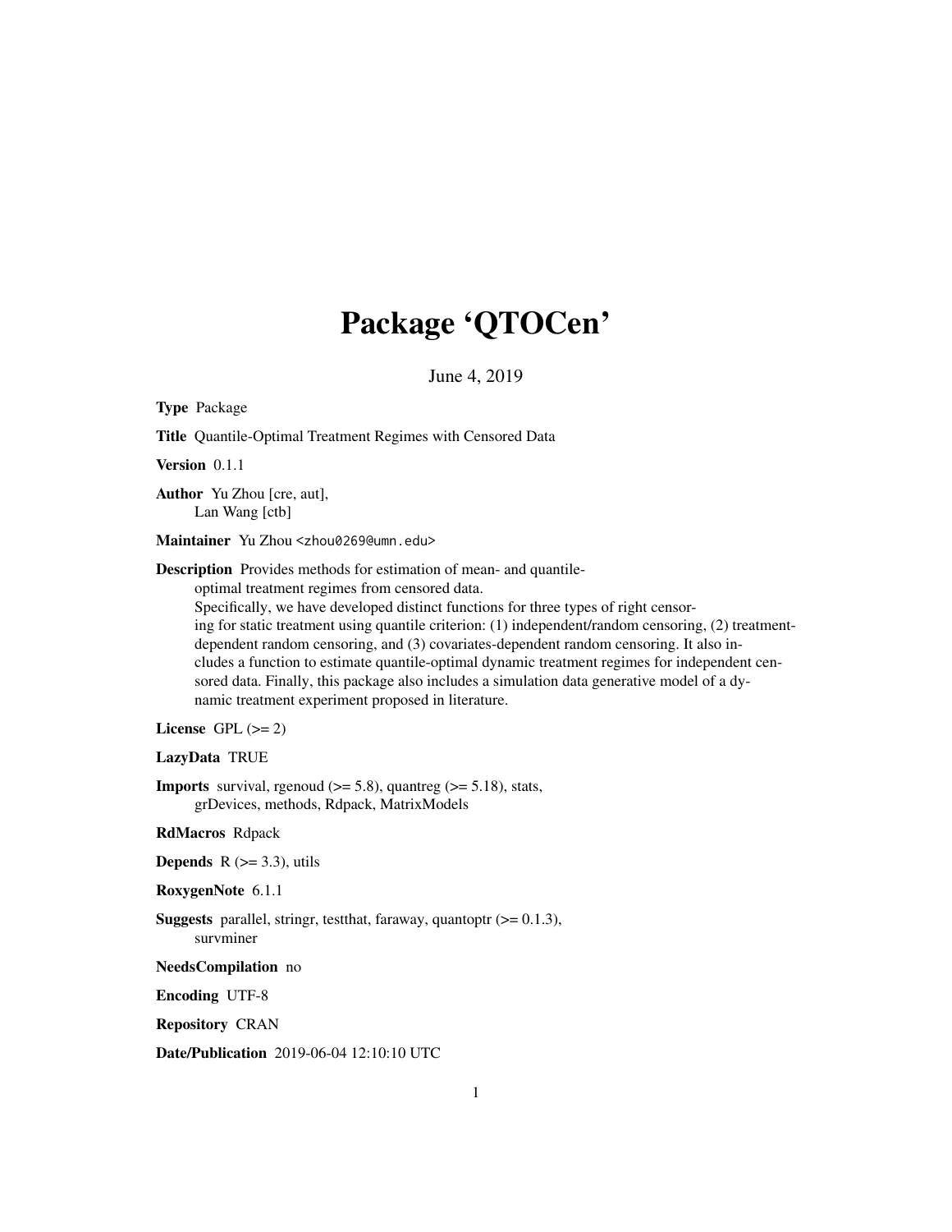# Package 'QTOCen'

June 4, 2019

**Type** Package

**Title** Quantile-Optimal Treatment Regimes with Censored Data

**Version** 0.1.1

**Author** Yu Zhou [cre, aut],
Lan Wang [ctb]

**Maintainer** Yu Zhou <zhou0269@umn.edu>

**Description** Provides methods for estimation of mean- and quantile-optimal treatment regimes from censored data.
Specifically, we have developed distinct functions for three types of right censoring for static treatment using quantile criterion: (1) independent/random censoring, (2) treatment-dependent random censoring, and (3) covariates-dependent random censoring. It also includes a function to estimate quantile-optimal dynamic treatment regimes for independent censored data. Finally, this package also includes a simulation data generative model of a dynamic treatment experiment proposed in literature.

**License** GPL (>= 2)

**LazyData** TRUE

**Imports** survival, rgenoud (>= 5.8), quantreg (>= 5.18), stats, grDevices, methods, Rdpack, MatrixModels

**RdMacros** Rdpack

**Depends** R (>= 3.3), utils

**RoxygenNote** 6.1.1

**Suggests** parallel, stringr, testthat, faraway, quantoptr (>= 0.1.3), survminer

**NeedsCompilation** no

**Encoding** UTF-8

**Repository** CRAN

**Date/Publication** 2019-06-04 12:10:10 UTC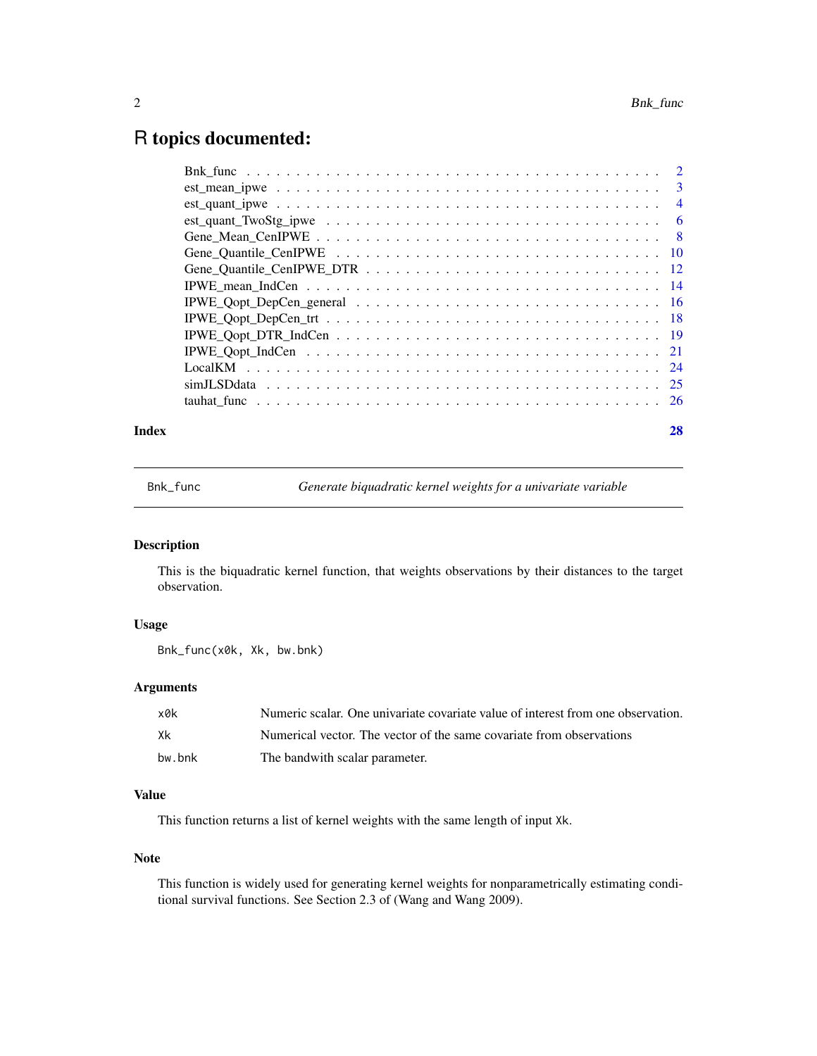# R topics documented:

| | |
|---|---|
| Bnk_func | 2 |
| est_mean_ipwe | 3 |
| est_quant_ipwe | 4 |
| est_quant_TwoStg_ipwe | 6 |
| Gene_Mean_CenIPWE | 8 |
| Gene_Quantile_CenIPWE | 10 |
| Gene_Quantile_CenIPWE_DTR | 12 |
| IPWE_mean_IndCen | 14 |
| IPWE_Qopt_DepCen_general | 16 |
| IPWE_Qopt_DepCen_trt | 18 |
| IPWE_Qopt_DTR_IndCen | 19 |
| IPWE_Qopt_IndCen | 21 |
| LocalKM | 24 |
| simJLSDdata | 25 |
| tauhat_func | 26 |
| **Index** | **28** |

---

## Bnk_func — *Generate biquadratic kernel weights for a univariate variable*

### Description

This is the biquadratic kernel function, that weights observations by their distances to the target observation.

### Usage

```
Bnk_func(x0k, Xk, bw.bnk)
```

### Arguments

| | |
|---|---|
| x0k | Numeric scalar. One univariate covariate value of interest from one observation. |
| Xk | Numerical vector. The vector of the same covariate from observations |
| bw.bnk | The bandwith scalar parameter. |

### Value

This function returns a list of kernel weights with the same length of input `Xk`.

### Note

This function is widely used for generating kernel weights for nonparametrically estimating conditional survival functions. See Section 2.3 of (Wang and Wang 2009).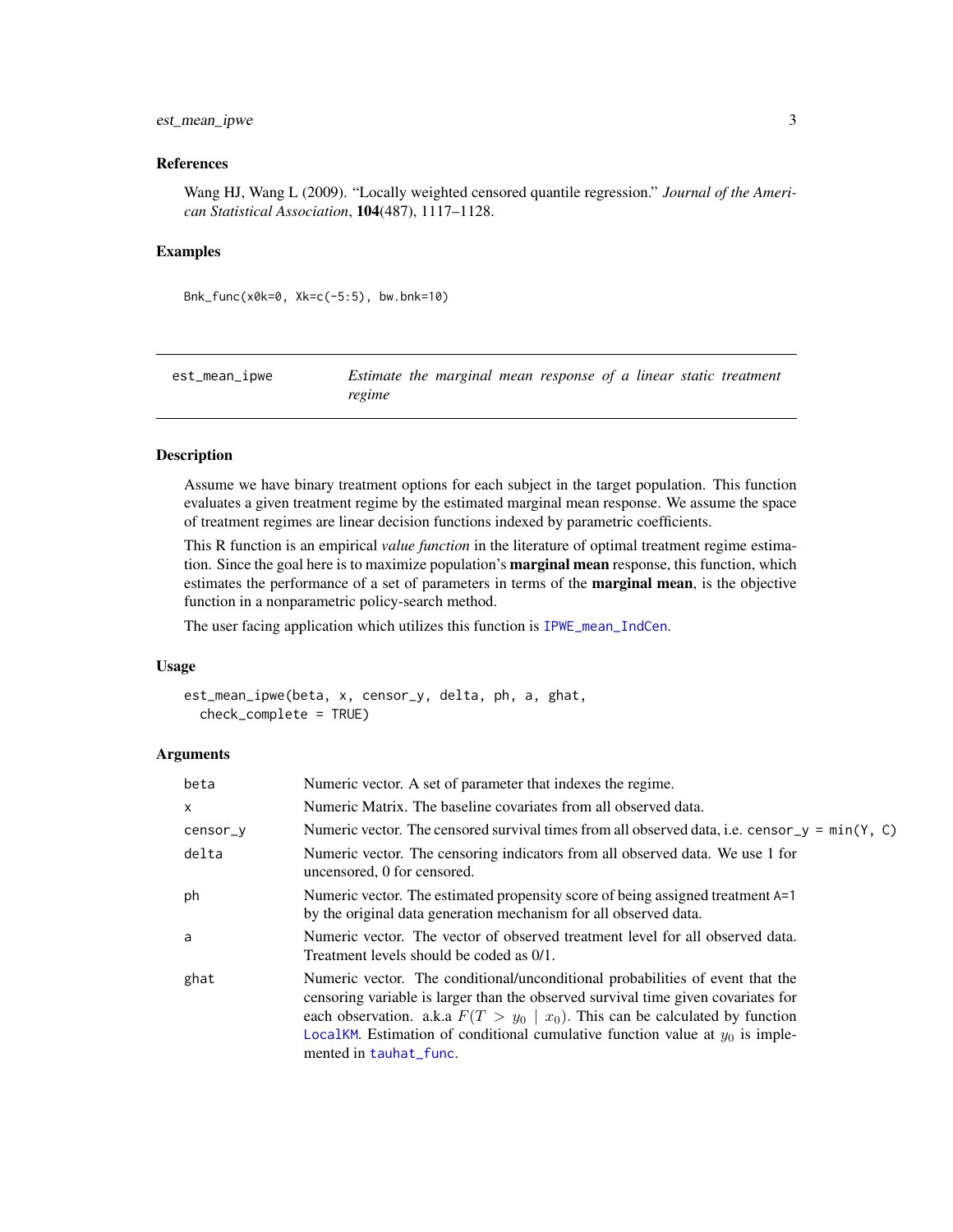### References

Wang HJ, Wang L (2009). "Locally weighted censored quantile regression." *Journal of the American Statistical Association*, **104**(487), 1117–1128.

### Examples

```
Bnk_func(x0k=0, Xk=c(-5:5), bw.bnk=10)
```

---

## est_mean_ipwe — *Estimate the marginal mean response of a linear static treatment regime*

### Description

Assume we have binary treatment options for each subject in the target population. This function evaluates a given treatment regime by the estimated marginal mean response. We assume the space of treatment regimes are linear decision functions indexed by parametric coefficients.

This R function is an empirical *value function* in the literature of optimal treatment regime estimation. Since the goal here is to maximize population's **marginal mean** response, this function, which estimates the performance of a set of parameters in terms of the **marginal mean**, is the objective function in a nonparametric policy-search method.

The user facing application which utilizes this function is `IPWE_mean_IndCen`.

### Usage

```
est_mean_ipwe(beta, x, censor_y, delta, ph, a, ghat,
  check_complete = TRUE)
```

### Arguments

| | |
|---|---|
| beta | Numeric vector. A set of parameter that indexes the regime. |
| x | Numeric Matrix. The baseline covariates from all observed data. |
| censor_y | Numeric vector. The censored survival times from all observed data, i.e. `censor_y = min(Y, C)` |
| delta | Numeric vector. The censoring indicators from all observed data. We use 1 for uncensored, 0 for censored. |
| ph | Numeric vector. The estimated propensity score of being assigned treatment `A=1` by the original data generation mechanism for all observed data. |
| a | Numeric vector. The vector of observed treatment level for all observed data. Treatment levels should be coded as 0/1. |
| ghat | Numeric vector. The conditional/unconditional probabilities of event that the censoring variable is larger than the observed survival time given covariates for each observation. a.k.a $F(T > y_0 \mid x_0)$. This can be calculated by function `LocalKM`. Estimation of conditional cumulative function value at $y_0$ is implemented in `tauhat_func`. |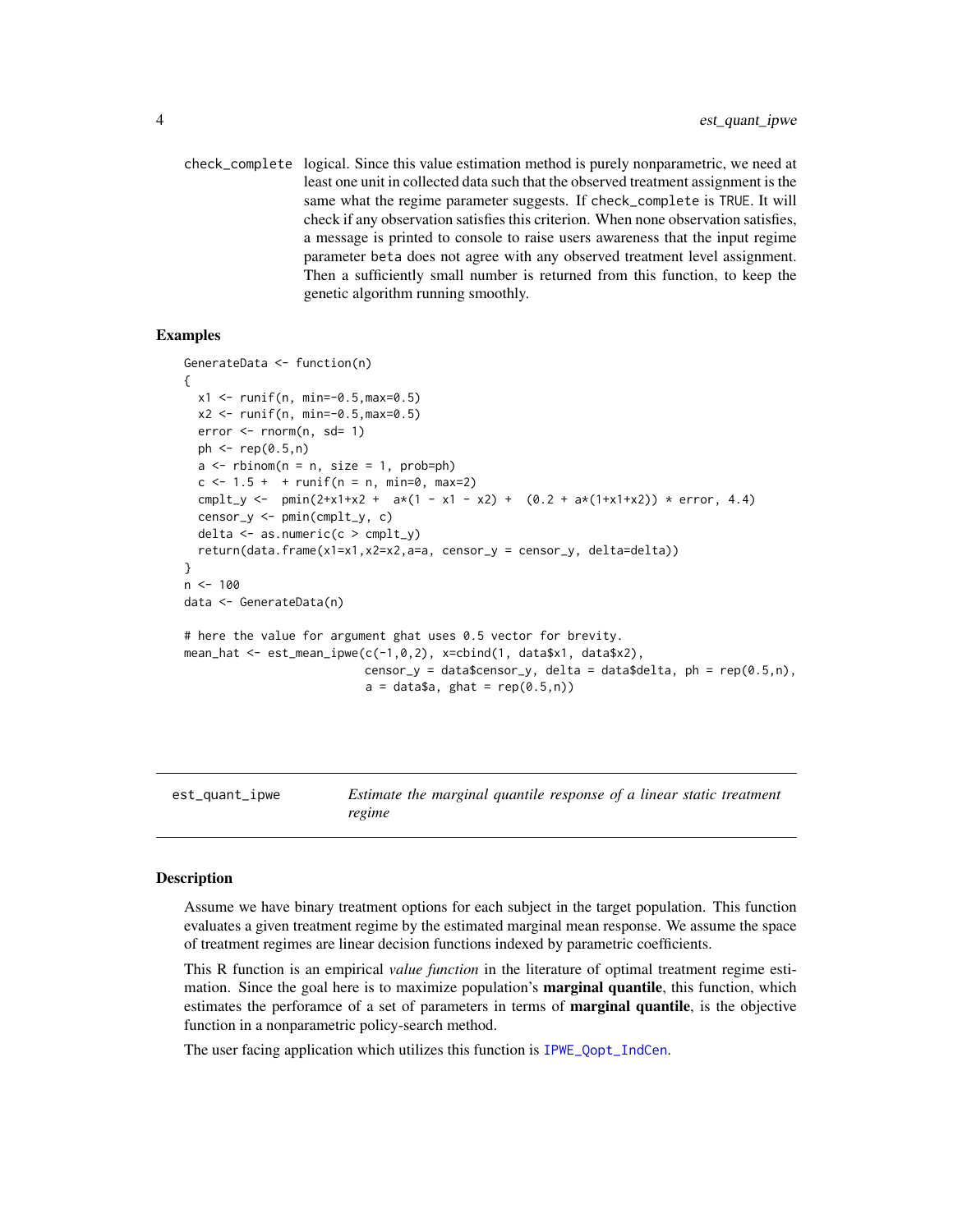check_complete logical. Since this value estimation method is purely nonparametric, we need at least one unit in collected data such that the observed treatment assignment is the same what the regime parameter suggests. If check_complete is TRUE. It will check if any observation satisfies this criterion. When none observation satisfies, a message is printed to console to raise users awareness that the input regime parameter beta does not agree with any observed treatment level assignment. Then a sufficiently small number is returned from this function, to keep the genetic algorithm running smoothly.

### Examples

```
GenerateData <- function(n)
{
  x1 <- runif(n, min=-0.5,max=0.5)
  x2 <- runif(n, min=-0.5,max=0.5)
  error <- rnorm(n, sd= 1)
  ph <- rep(0.5,n)
  a <- rbinom(n = n, size = 1, prob=ph)
  c <- 1.5 +  + runif(n = n, min=0, max=2)
  cmplt_y <-  pmin(2+x1+x2 +  a*(1 - x1 - x2) +  (0.2 + a*(1+x1+x2)) * error, 4.4)
  censor_y <- pmin(cmplt_y, c)
  delta <- as.numeric(c > cmplt_y)
  return(data.frame(x1=x1,x2=x2,a=a, censor_y = censor_y, delta=delta))
}
n <- 100
data <- GenerateData(n)

# here the value for argument ghat uses 0.5 vector for brevity.
mean_hat <- est_mean_ipwe(c(-1,0,2), x=cbind(1, data$x1, data$x2),
                          censor_y = data$censor_y, delta = data$delta, ph = rep(0.5,n),
                          a = data$a, ghat = rep(0.5,n))
```

## est_quant_ipwe    *Estimate the marginal quantile response of a linear static treatment regime*

### Description

Assume we have binary treatment options for each subject in the target population. This function evaluates a given treatment regime by the estimated marginal mean response. We assume the space of treatment regimes are linear decision functions indexed by parametric coefficients.

This R function is an empirical *value function* in the literature of optimal treatment regime estimation. Since the goal here is to maximize population's **marginal quantile**, this function, which estimates the perforamce of a set of parameters in terms of **marginal quantile**, is the objective function in a nonparametric policy-search method.

The user facing application which utilizes this function is IPWE_Qopt_IndCen.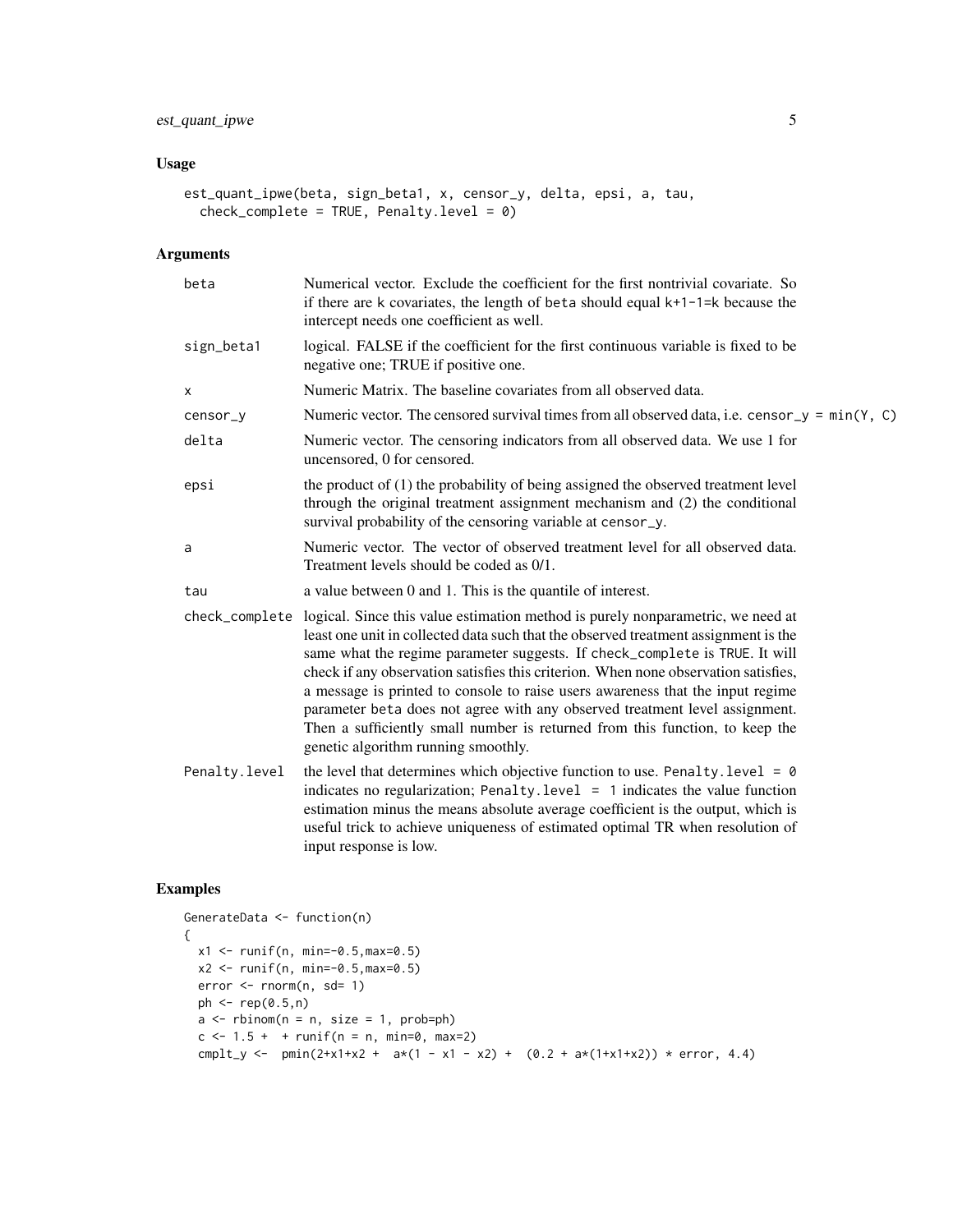## Usage

```
est_quant_ipwe(beta, sign_beta1, x, censor_y, delta, epsi, a, tau,
  check_complete = TRUE, Penalty.level = 0)
```

## Arguments

| | |
|---|---|
| beta | Numerical vector. Exclude the coefficient for the first nontrivial covariate. So if there are k covariates, the length of beta should equal k+1-1=k because the intercept needs one coefficient as well. |
| sign_beta1 | logical. FALSE if the coefficient for the first continuous variable is fixed to be negative one; TRUE if positive one. |
| x | Numeric Matrix. The baseline covariates from all observed data. |
| censor_y | Numeric vector. The censored survival times from all observed data, i.e. censor_y = min(Y, C) |
| delta | Numeric vector. The censoring indicators from all observed data. We use 1 for uncensored, 0 for censored. |
| epsi | the product of (1) the probability of being assigned the observed treatment level through the original treatment assignment mechanism and (2) the conditional survival probability of the censoring variable at censor_y. |
| a | Numeric vector. The vector of observed treatment level for all observed data. Treatment levels should be coded as 0/1. |
| tau | a value between 0 and 1. This is the quantile of interest. |
| check_complete | logical. Since this value estimation method is purely nonparametric, we need at least one unit in collected data such that the observed treatment assignment is the same what the regime parameter suggests. If check_complete is TRUE. It will check if any observation satisfies this criterion. When none observation satisfies, a message is printed to console to raise users awareness that the input regime parameter beta does not agree with any observed treatment level assignment. Then a sufficiently small number is returned from this function, to keep the genetic algorithm running smoothly. |
| Penalty.level | the level that determines which objective function to use. Penalty.level = 0 indicates no regularization; Penalty.level = 1 indicates the value function estimation minus the means absolute average coefficient is the output, which is useful trick to achieve uniqueness of estimated optimal TR when resolution of input response is low. |

## Examples

```
GenerateData <- function(n)
{
  x1 <- runif(n, min=-0.5,max=0.5)
  x2 <- runif(n, min=-0.5,max=0.5)
  error <- rnorm(n, sd= 1)
  ph <- rep(0.5,n)
  a <- rbinom(n = n, size = 1, prob=ph)
  c <- 1.5 +  + runif(n = n, min=0, max=2)
  cmplt_y <-  pmin(2+x1+x2 +  a*(1 - x1 - x2) +  (0.2 + a*(1+x1+x2)) * error, 4.4)
```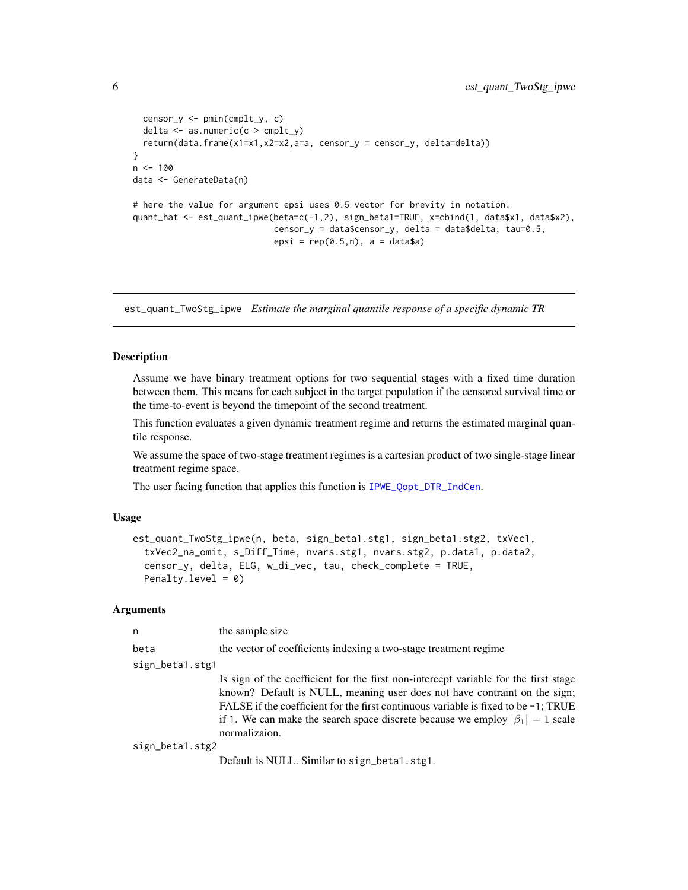```
  censor_y <- pmin(cmplt_y, c)
  delta <- as.numeric(c > cmplt_y)
  return(data.frame(x1=x1,x2=x2,a=a, censor_y = censor_y, delta=delta))
}
n <- 100
data <- GenerateData(n)

# here the value for argument epsi uses 0.5 vector for brevity in notation.
quant_hat <- est_quant_ipwe(beta=c(-1,2), sign_beta1=TRUE, x=cbind(1, data$x1, data$x2),
                            censor_y = data$censor_y, delta = data$delta, tau=0.5,
                            epsi = rep(0.5,n), a = data$a)
```

## est_quant_TwoStg_ipwe *Estimate the marginal quantile response of a specific dynamic TR*

### Description

Assume we have binary treatment options for two sequential stages with a fixed time duration between them. This means for each subject in the target population if the censored survival time or the time-to-event is beyond the timepoint of the second treatment.

This function evaluates a given dynamic treatment regime and returns the estimated marginal quantile response.

We assume the space of two-stage treatment regimes is a cartesian product of two single-stage linear treatment regime space.

The user facing function that applies this function is IPWE_Qopt_DTR_IndCen.

### Usage

```
est_quant_TwoStg_ipwe(n, beta, sign_beta1.stg1, sign_beta1.stg2, txVec1,
  txVec2_na_omit, s_Diff_Time, nvars.stg1, nvars.stg2, p.data1, p.data2,
  censor_y, delta, ELG, w_di_vec, tau, check_complete = TRUE,
  Penalty.level = 0)
```

### Arguments

n
: the sample size

beta
: the vector of coefficients indexing a two-stage treatment regime

sign_beta1.stg1
: Is sign of the coefficient for the first non-intercept variable for the first stage known? Default is NULL, meaning user does not have contraint on the sign; FALSE if the coefficient for the first continuous variable is fixed to be -1; TRUE if 1. We can make the search space discrete because we employ $|\beta_1| = 1$ scale normalizaion.

sign_beta1.stg2
: Default is NULL. Similar to sign_beta1.stg1.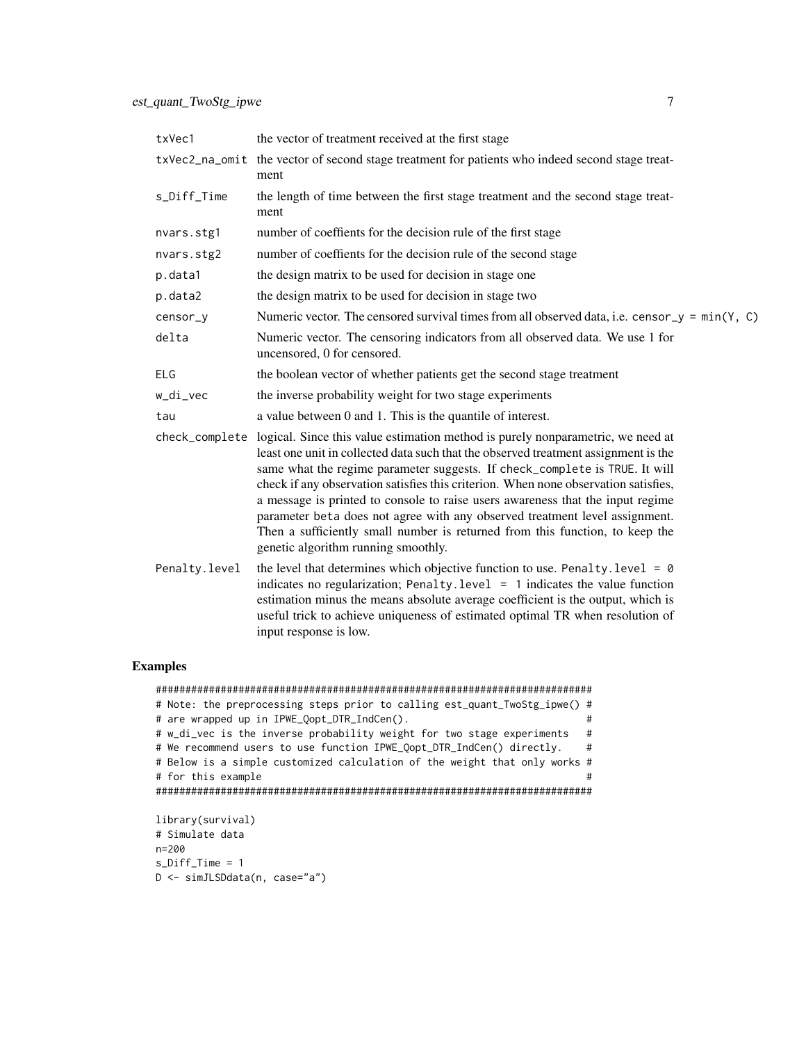| | |
|---|---|
| txVec1 | the vector of treatment received at the first stage |
| txVec2_na_omit | the vector of second stage treatment for patients who indeed second stage treatment |
| s_Diff_Time | the length of time between the first stage treatment and the second stage treatment |
| nvars.stg1 | number of coeffients for the decision rule of the first stage |
| nvars.stg2 | number of coeffients for the decision rule of the second stage |
| p.data1 | the design matrix to be used for decision in stage one |
| p.data2 | the design matrix to be used for decision in stage two |
| censor_y | Numeric vector. The censored survival times from all observed data, i.e. censor_y = min(Y, C) |
| delta | Numeric vector. The censoring indicators from all observed data. We use 1 for uncensored, 0 for censored. |
| ELG | the boolean vector of whether patients get the second stage treatment |
| w_di_vec | the inverse probability weight for two stage experiments |
| tau | a value between 0 and 1. This is the quantile of interest. |
| check_complete | logical. Since this value estimation method is purely nonparametric, we need at least one unit in collected data such that the observed treatment assignment is the same what the regime parameter suggests. If check_complete is TRUE. It will check if any observation satisfies this criterion. When none observation satisfies, a message is printed to console to raise users awareness that the input regime parameter beta does not agree with any observed treatment level assignment. Then a sufficiently small number is returned from this function, to keep the genetic algorithm running smoothly. |
| Penalty.level | the level that determines which objective function to use. Penalty.level = 0 indicates no regularization; Penalty.level = 1 indicates the value function estimation minus the means absolute average coefficient is the output, which is useful trick to achieve uniqueness of estimated optimal TR when resolution of input response is low. |

## Examples

```
#########################################################################
# Note: the preprocessing steps prior to calling est_quant_TwoStg_ipwe() #
# are wrapped up in IPWE_Qopt_DTR_IndCen().                              #
# w_di_vec is the inverse probability weight for two stage experiments   #
# We recommend users to use function IPWE_Qopt_DTR_IndCen() directly.    #
# Below is a simple customized calculation of the weight that only works #
# for this example                                                       #
#########################################################################

library(survival)
# Simulate data
n=200
s_Diff_Time = 1
D <- simJLSDdata(n, case="a")
```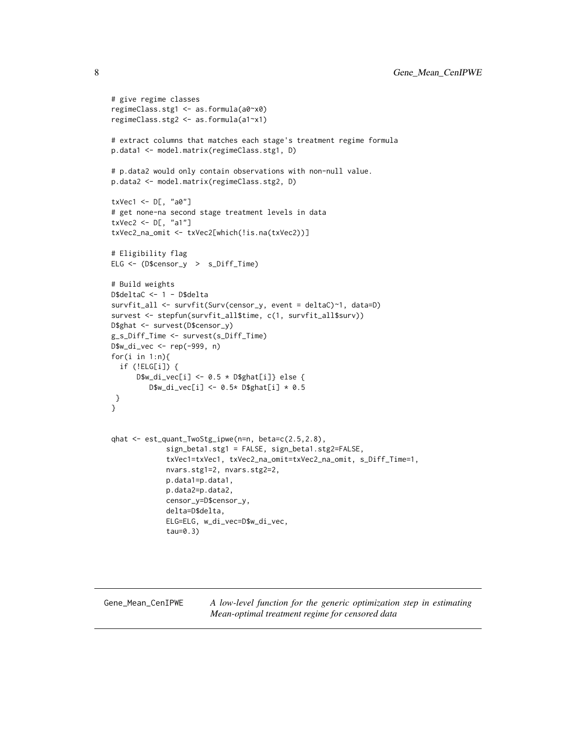```
# give regime classes
regimeClass.stg1 <- as.formula(a0~x0)
regimeClass.stg2 <- as.formula(a1~x1)

# extract columns that matches each stage's treatment regime formula
p.data1 <- model.matrix(regimeClass.stg1, D)

# p.data2 would only contain observations with non-null value.
p.data2 <- model.matrix(regimeClass.stg2, D)

txVec1 <- D[, "a0"]
# get none-na second stage treatment levels in data
txVec2 <- D[, "a1"]
txVec2_na_omit <- txVec2[which(!is.na(txVec2))]

# Eligibility flag
ELG <- (D$censor_y  >  s_Diff_Time)

# Build weights
D$deltaC <- 1 - D$delta
survfit_all <- survfit(Surv(censor_y, event = deltaC)~1, data=D)
survest <- stepfun(survfit_all$time, c(1, survfit_all$surv))
D$ghat <- survest(D$censor_y)
g_s_Diff_Time <- survest(s_Diff_Time)
D$w_di_vec <- rep(-999, n)
for(i in 1:n){
  if (!ELG[i]) {
      D$w_di_vec[i] <- 0.5 * D$ghat[i]} else {
         D$w_di_vec[i] <- 0.5* D$ghat[i] * 0.5
 }
}


qhat <- est_quant_TwoStg_ipwe(n=n, beta=c(2.5,2.8),
             sign_beta1.stg1 = FALSE, sign_beta1.stg2=FALSE,
             txVec1=txVec1, txVec2_na_omit=txVec2_na_omit, s_Diff_Time=1,
             nvars.stg1=2, nvars.stg2=2,
             p.data1=p.data1,
             p.data2=p.data2,
             censor_y=D$censor_y,
             delta=D$delta,
             ELG=ELG, w_di_vec=D$w_di_vec,
             tau=0.3)
```

## Gene_Mean_CenIPWE

*A low-level function for the generic optimization step in estimating Mean-optimal treatment regime for censored data*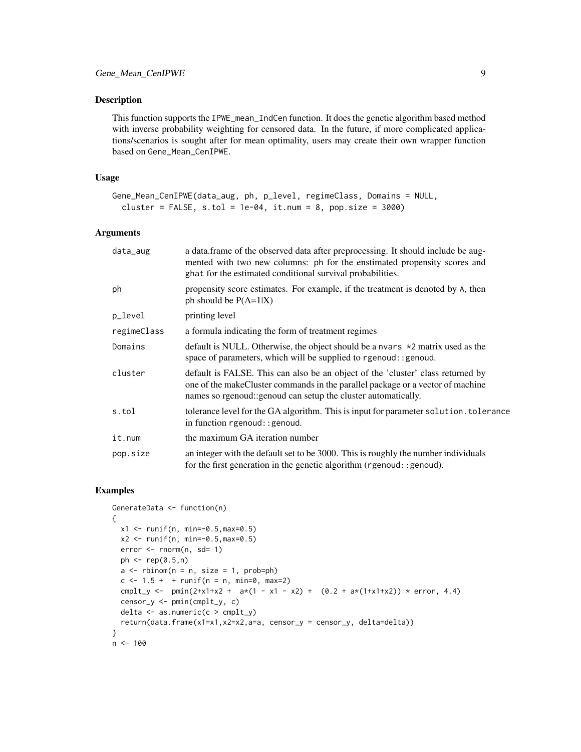### Description

This function supports the `IPWE_mean_IndCen` function. It does the genetic algorithm based method with inverse probability weighting for censored data. In the future, if more complicated applications/scenarios is sought after for mean optimality, users may create their own wrapper function based on `Gene_Mean_CenIPWE`.

### Usage

```
Gene_Mean_CenIPWE(data_aug, ph, p_level, regimeClass, Domains = NULL,
  cluster = FALSE, s.tol = 1e-04, it.num = 8, pop.size = 3000)
```

### Arguments

| | |
|---|---|
| data_aug | a data.frame of the observed data after preprocessing. It should include be augmented with two new columns: ph for the enstimated propensity scores and ghat for the estimated conditional survival probabilities. |
| ph | propensity score estimates. For example, if the treatment is denoted by A, then ph should be P(A=1\|X) |
| p_level | printing level |
| regimeClass | a formula indicating the form of treatment regimes |
| Domains | default is NULL. Otherwise, the object should be a nvars *2 matrix used as the space of parameters, which will be supplied to rgenoud::genoud. |
| cluster | default is FALSE. This can also be an object of the 'cluster' class returned by one of the makeCluster commands in the parallel package or a vector of machine names so rgenoud::genoud can setup the cluster automatically. |
| s.tol | tolerance level for the GA algorithm. This is input for parameter solution.tolerance in function rgenoud::genoud. |
| it.num | the maximum GA iteration number |
| pop.size | an integer with the default set to be 3000. This is roughly the number individuals for the first generation in the genetic algorithm (rgenoud::genoud). |

### Examples

```
GenerateData <- function(n)
{
  x1 <- runif(n, min=-0.5,max=0.5)
  x2 <- runif(n, min=-0.5,max=0.5)
  error <- rnorm(n, sd= 1)
  ph <- rep(0.5,n)
  a <- rbinom(n = n, size = 1, prob=ph)
  c <- 1.5 +  + runif(n = n, min=0, max=2)
  cmplt_y <-  pmin(2+x1+x2 +  a*(1 - x1 - x2) +  (0.2 + a*(1+x1+x2)) * error, 4.4)
  censor_y <- pmin(cmplt_y, c)
  delta <- as.numeric(c > cmplt_y)
  return(data.frame(x1=x1,x2=x2,a=a, censor_y = censor_y, delta=delta))
}
n <- 100
```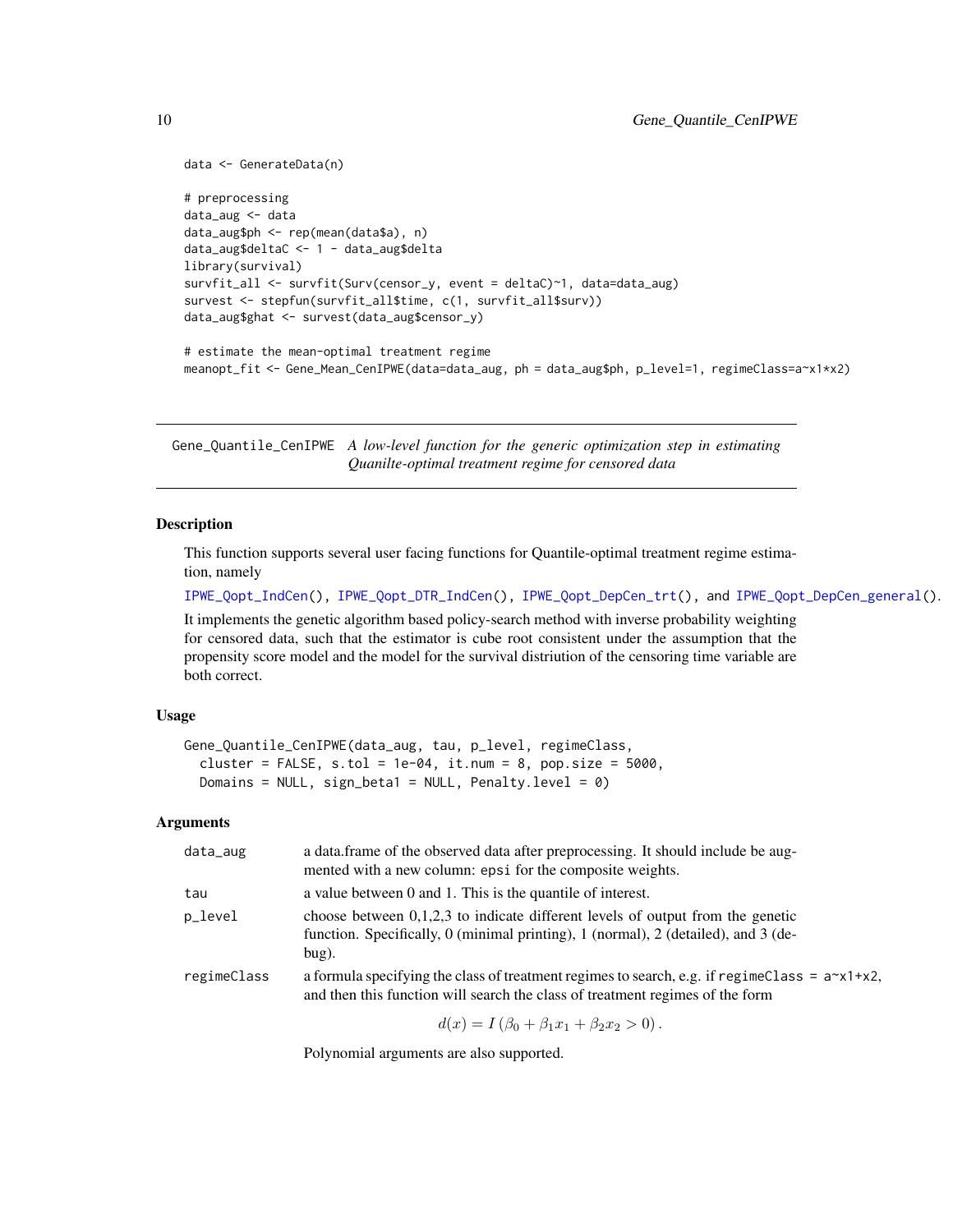```
data <- GenerateData(n)

# preprocessing
data_aug <- data
data_aug$ph <- rep(mean(data$a), n)
data_aug$deltaC <- 1 - data_aug$delta
library(survival)
survfit_all <- survfit(Surv(censor_y, event = deltaC)~1, data=data_aug)
survest <- stepfun(survfit_all$time, c(1, survfit_all$surv))
data_aug$ghat <- survest(data_aug$censor_y)

# estimate the mean-optimal treatment regime
meanopt_fit <- Gene_Mean_CenIPWE(data=data_aug, ph = data_aug$ph, p_level=1, regimeClass=a~x1*x2)
```

---

## Gene_Quantile_CenIPWE *A low-level function for the generic optimization step in estimating Quanilte-optimal treatment regime for censored data*

---

### Description

This function supports several user facing functions for Quantile-optimal treatment regime estimation, namely

`IPWE_Qopt_IndCen()`, `IPWE_Qopt_DTR_IndCen()`, `IPWE_Qopt_DepCen_trt()`, and `IPWE_Qopt_DepCen_general()`.

It implements the genetic algorithm based policy-search method with inverse probability weighting for censored data, such that the estimator is cube root consistent under the assumption that the propensity score model and the model for the survival distriution of the censoring time variable are both correct.

### Usage

```
Gene_Quantile_CenIPWE(data_aug, tau, p_level, regimeClass,
  cluster = FALSE, s.tol = 1e-04, it.num = 8, pop.size = 5000,
  Domains = NULL, sign_beta1 = NULL, Penalty.level = 0)
```

### Arguments

| | |
|---|---|
| data_aug | a data.frame of the observed data after preprocessing. It should include be augmented with a new column: epsi for the composite weights. |
| tau | a value between 0 and 1. This is the quantile of interest. |
| p_level | choose between 0,1,2,3 to indicate different levels of output from the genetic function. Specifically, 0 (minimal printing), 1 (normal), 2 (detailed), and 3 (debug). |
| regimeClass | a formula specifying the class of treatment regimes to search, e.g. if regimeClass = a~x1+x2, and then this function will search the class of treatment regimes of the form $$d(x) = I\left(\beta_0 + \beta_1 x_1 + \beta_2 x_2 > 0\right).$$ Polynomial arguments are also supported. |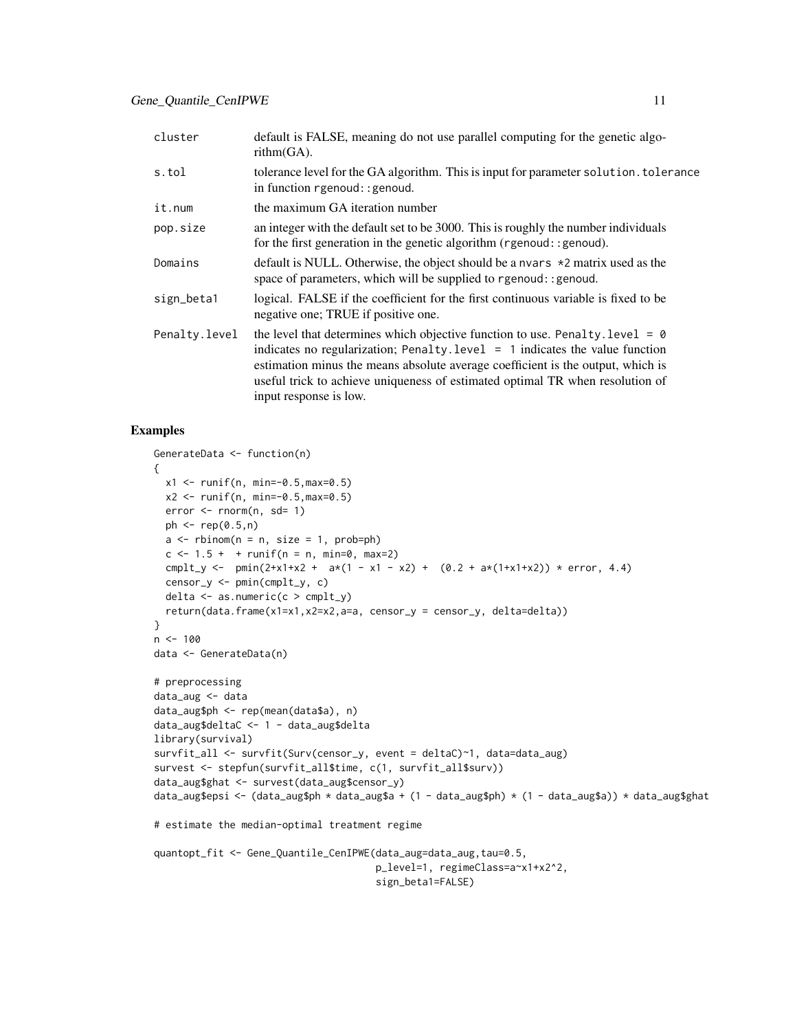| | |
|---|---|
| cluster | default is FALSE, meaning do not use parallel computing for the genetic algorithm(GA). |
| s.tol | tolerance level for the GA algorithm. This is input for parameter solution.tolerance in function rgenoud::genoud. |
| it.num | the maximum GA iteration number |
| pop.size | an integer with the default set to be 3000. This is roughly the number individuals for the first generation in the genetic algorithm (rgenoud::genoud). |
| Domains | default is NULL. Otherwise, the object should be a nvars *2 matrix used as the space of parameters, which will be supplied to rgenoud::genoud. |
| sign_beta1 | logical. FALSE if the coefficient for the first continuous variable is fixed to be negative one; TRUE if positive one. |
| Penalty.level | the level that determines which objective function to use. Penalty.level = 0 indicates no regularization; Penalty.level = 1 indicates the value function estimation minus the means absolute average coefficient is the output, which is useful trick to achieve uniqueness of estimated optimal TR when resolution of input response is low. |

## Examples

```
GenerateData <- function(n)
{
  x1 <- runif(n, min=-0.5,max=0.5)
  x2 <- runif(n, min=-0.5,max=0.5)
  error <- rnorm(n, sd= 1)
  ph <- rep(0.5,n)
  a <- rbinom(n = n, size = 1, prob=ph)
  c <- 1.5 +  + runif(n = n, min=0, max=2)
  cmplt_y <-  pmin(2+x1+x2 +  a*(1 - x1 - x2) +  (0.2 + a*(1+x1+x2)) * error, 4.4)
  censor_y <- pmin(cmplt_y, c)
  delta <- as.numeric(c > cmplt_y)
  return(data.frame(x1=x1,x2=x2,a=a, censor_y = censor_y, delta=delta))
}
n <- 100
data <- GenerateData(n)

# preprocessing
data_aug <- data
data_aug$ph <- rep(mean(data$a), n)
data_aug$deltaC <- 1 - data_aug$delta
library(survival)
survfit_all <- survfit(Surv(censor_y, event = deltaC)~1, data=data_aug)
survest <- stepfun(survfit_all$time, c(1, survfit_all$surv))
data_aug$ghat <- survest(data_aug$censor_y)
data_aug$epsi <- (data_aug$ph * data_aug$a + (1 - data_aug$ph) * (1 - data_aug$a)) * data_aug$ghat

# estimate the median-optimal treatment regime

quantopt_fit <- Gene_Quantile_CenIPWE(data_aug=data_aug,tau=0.5,
                                      p_level=1, regimeClass=a~x1+x2^2,
                                      sign_beta1=FALSE)
```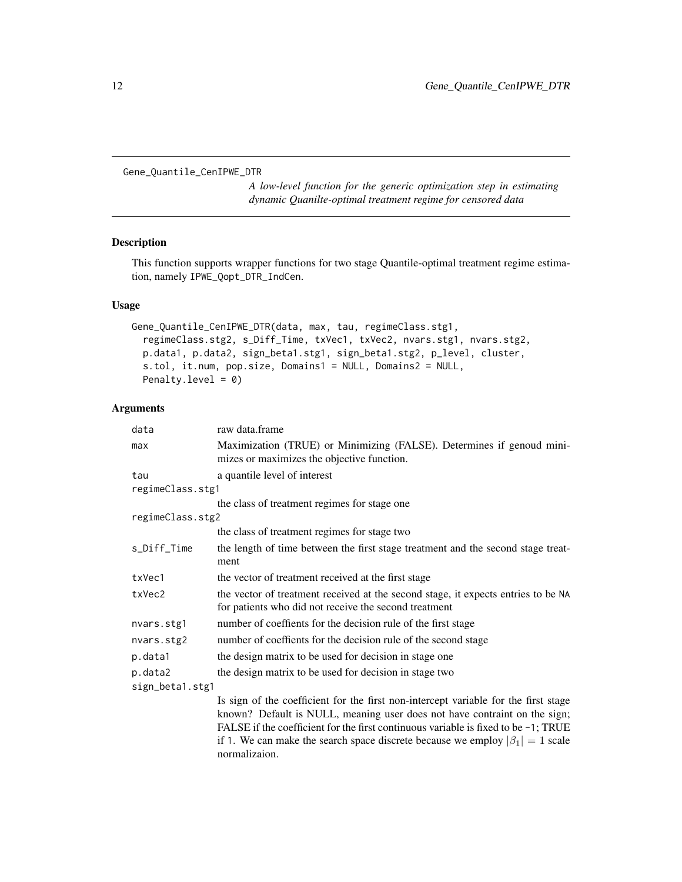# Gene_Quantile_CenIPWE_DTR

*A low-level function for the generic optimization step in estimating dynamic Quanilte-optimal treatment regime for censored data*

## Description

This function supports wrapper functions for two stage Quantile-optimal treatment regime estimation, namely IPWE_Qopt_DTR_IndCen.

## Usage

```
Gene_Quantile_CenIPWE_DTR(data, max, tau, regimeClass.stg1,
  regimeClass.stg2, s_Diff_Time, txVec1, txVec2, nvars.stg1, nvars.stg2,
  p.data1, p.data2, sign_beta1.stg1, sign_beta1.stg2, p_level, cluster,
  s.tol, it.num, pop.size, Domains1 = NULL, Domains2 = NULL,
  Penalty.level = 0)
```

## Arguments

| | |
|---|---|
| data | raw data.frame |
| max | Maximization (TRUE) or Minimizing (FALSE). Determines if genoud minimizes or maximizes the objective function. |
| tau | a quantile level of interest |
| regimeClass.stg1 | the class of treatment regimes for stage one |
| regimeClass.stg2 | the class of treatment regimes for stage two |
| s_Diff_Time | the length of time between the first stage treatment and the second stage treatment |
| txVec1 | the vector of treatment received at the first stage |
| txVec2 | the vector of treatment received at the second stage, it expects entries to be NA for patients who did not receive the second treatment |
| nvars.stg1 | number of coeffients for the decision rule of the first stage |
| nvars.stg2 | number of coeffients for the decision rule of the second stage |
| p.data1 | the design matrix to be used for decision in stage one |
| p.data2 | the design matrix to be used for decision in stage two |
| sign_beta1.stg1 | Is sign of the coefficient for the first non-intercept variable for the first stage known? Default is NULL, meaning user does not have contraint on the sign; FALSE if the coefficient for the first continuous variable is fixed to be -1; TRUE if 1. We can make the search space discrete because we employ $\|\beta_1\| = 1$ scale normalizaion. |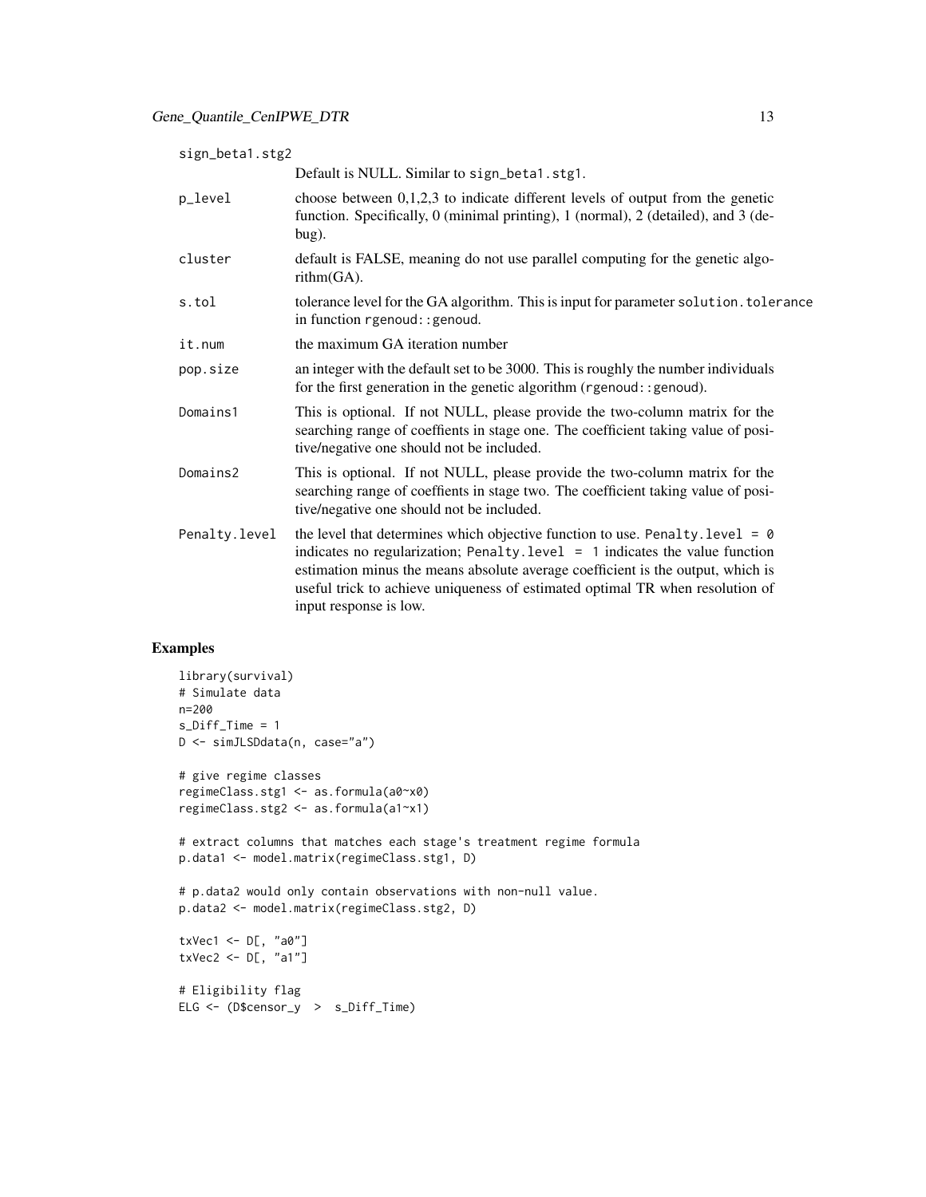sign_beta1.stg2
: Default is NULL. Similar to `sign_beta1.stg1`.

p_level
: choose between 0,1,2,3 to indicate different levels of output from the genetic function. Specifically, 0 (minimal printing), 1 (normal), 2 (detailed), and 3 (debug).

cluster
: default is FALSE, meaning do not use parallel computing for the genetic algorithm(GA).

s.tol
: tolerance level for the GA algorithm. This is input for parameter `solution.tolerance` in function `rgenoud::genoud`.

it.num
: the maximum GA iteration number

pop.size
: an integer with the default set to be 3000. This is roughly the number individuals for the first generation in the genetic algorithm (`rgenoud::genoud`).

Domains1
: This is optional. If not NULL, please provide the two-column matrix for the searching range of coeffients in stage one. The coefficient taking value of positive/negative one should not be included.

Domains2
: This is optional. If not NULL, please provide the two-column matrix for the searching range of coeffients in stage two. The coefficient taking value of positive/negative one should not be included.

Penalty.level
: the level that determines which objective function to use. `Penalty.level = 0` indicates no regularization; `Penalty.level = 1` indicates the value function estimation minus the means absolute average coefficient is the output, which is useful trick to achieve uniqueness of estimated optimal TR when resolution of input response is low.

## Examples

```
library(survival)
# Simulate data
n=200
s_Diff_Time = 1
D <- simJLSDdata(n, case="a")

# give regime classes
regimeClass.stg1 <- as.formula(a0~x0)
regimeClass.stg2 <- as.formula(a1~x1)

# extract columns that matches each stage's treatment regime formula
p.data1 <- model.matrix(regimeClass.stg1, D)

# p.data2 would only contain observations with non-null value.
p.data2 <- model.matrix(regimeClass.stg2, D)

txVec1 <- D[, "a0"]
txVec2 <- D[, "a1"]

# Eligibility flag
ELG <- (D$censor_y  >  s_Diff_Time)
```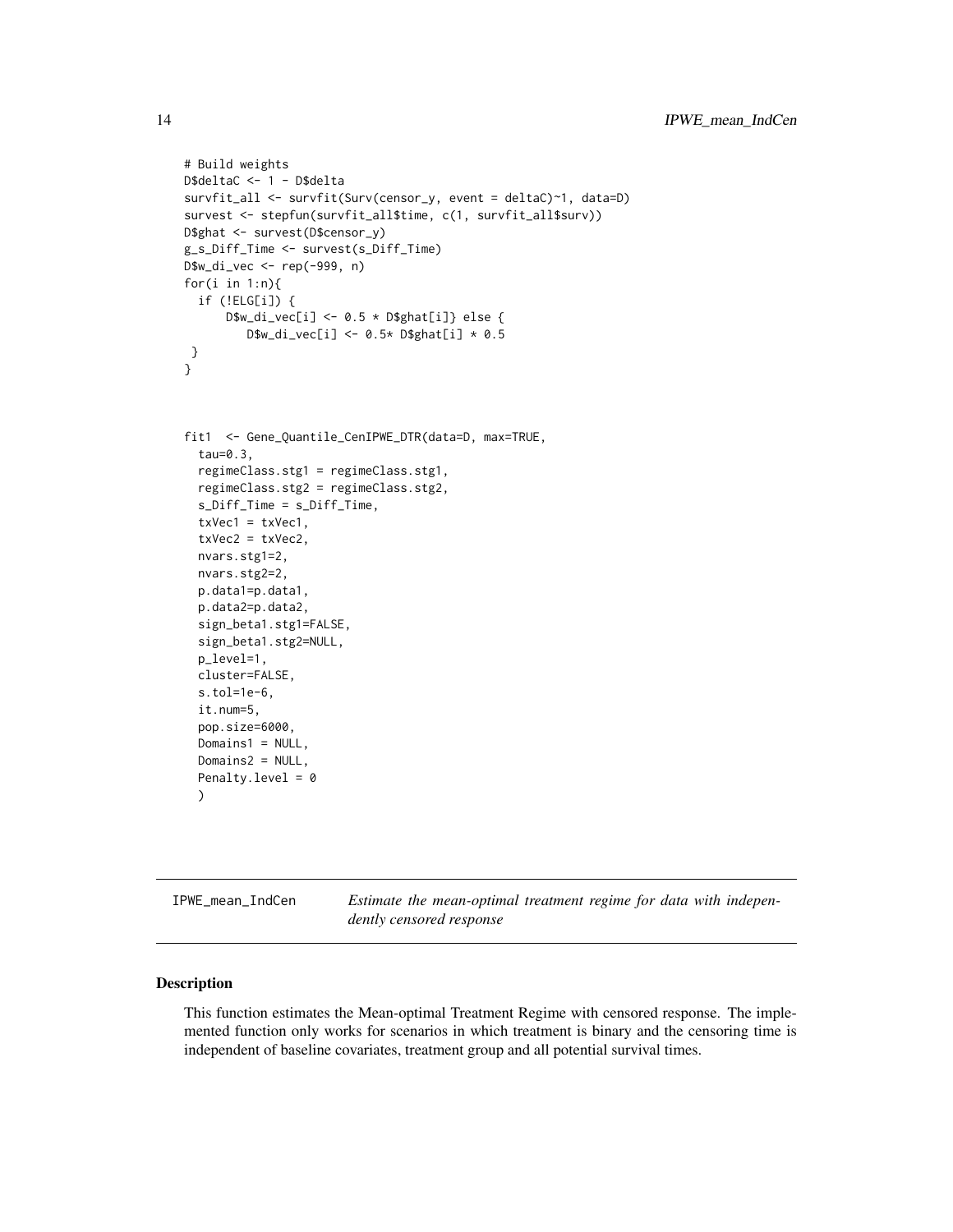```
# Build weights
D$deltaC <- 1 - D$delta
survfit_all <- survfit(Surv(censor_y, event = deltaC)~1, data=D)
survest <- stepfun(survfit_all$time, c(1, survfit_all$surv))
D$ghat <- survest(D$censor_y)
g_s_Diff_Time <- survest(s_Diff_Time)
D$w_di_vec <- rep(-999, n)
for(i in 1:n){
  if (!ELG[i]) {
      D$w_di_vec[i] <- 0.5 * D$ghat[i]} else {
         D$w_di_vec[i] <- 0.5* D$ghat[i] * 0.5
 }
}



fit1  <- Gene_Quantile_CenIPWE_DTR(data=D, max=TRUE,
  tau=0.3,
  regimeClass.stg1 = regimeClass.stg1,
  regimeClass.stg2 = regimeClass.stg2,
  s_Diff_Time = s_Diff_Time,
  txVec1 = txVec1,
  txVec2 = txVec2,
  nvars.stg1=2,
  nvars.stg2=2,
  p.data1=p.data1,
  p.data2=p.data2,
  sign_beta1.stg1=FALSE,
  sign_beta1.stg2=NULL,
  p_level=1,
  cluster=FALSE,
  s.tol=1e-6,
  it.num=5,
  pop.size=6000,
  Domains1 = NULL,
  Domains2 = NULL,
  Penalty.level = 0
  )
```

---

IPWE_mean_IndCen    *Estimate the mean-optimal treatment regime for data with independently censored response*

---

## Description

This function estimates the Mean-optimal Treatment Regime with censored response. The implemented function only works for scenarios in which treatment is binary and the censoring time is independent of baseline covariates, treatment group and all potential survival times.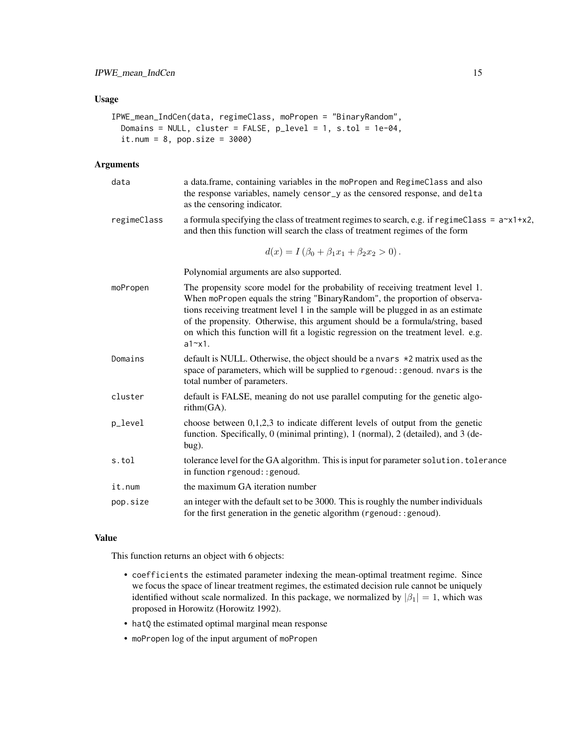### Usage

```
IPWE_mean_IndCen(data, regimeClass, moPropen = "BinaryRandom",
  Domains = NULL, cluster = FALSE, p_level = 1, s.tol = 1e-04,
  it.num = 8, pop.size = 3000)
```

### Arguments

- **data**: a data.frame, containing variables in the moPropen and RegimeClass and also the response variables, namely censor_y as the censored response, and delta as the censoring indicator.
- **regimeClass**: a formula specifying the class of treatment regimes to search, e.g. if regimeClass = a~x1+x2, and then this function will search the class of treatment regimes of the form

$$d(x) = I\left(\beta_0 + \beta_1 x_1 + \beta_2 x_2 > 0\right).$$

  Polynomial arguments are also supported.
- **moPropen**: The propensity score model for the probability of receiving treatment level 1. When moPropen equals the string "BinaryRandom", the proportion of observations receiving treatment level 1 in the sample will be plugged in as an estimate of the propensity. Otherwise, this argument should be a formula/string, based on which this function will fit a logistic regression on the treatment level. e.g. a1~x1.
- **Domains**: default is NULL. Otherwise, the object should be a nvars *2 matrix used as the space of parameters, which will be supplied to rgenoud::genoud. nvars is the total number of parameters.
- **cluster**: default is FALSE, meaning do not use parallel computing for the genetic algorithm(GA).
- **p_level**: choose between 0,1,2,3 to indicate different levels of output from the genetic function. Specifically, 0 (minimal printing), 1 (normal), 2 (detailed), and 3 (debug).
- **s.tol**: tolerance level for the GA algorithm. This is input for parameter solution.tolerance in function rgenoud::genoud.
- **it.num**: the maximum GA iteration number
- **pop.size**: an integer with the default set to be 3000. This is roughly the number individuals for the first generation in the genetic algorithm (rgenoud::genoud).

### Value

This function returns an object with 6 objects:

- coefficients the estimated parameter indexing the mean-optimal treatment regime. Since we focus the space of linear treatment regimes, the estimated decision rule cannot be uniquely identified without scale normalized. In this package, we normalized by $|\beta_1| = 1$, which was proposed in Horowitz (Horowitz 1992).
- hatQ the estimated optimal marginal mean response
- moPropen log of the input argument of moPropen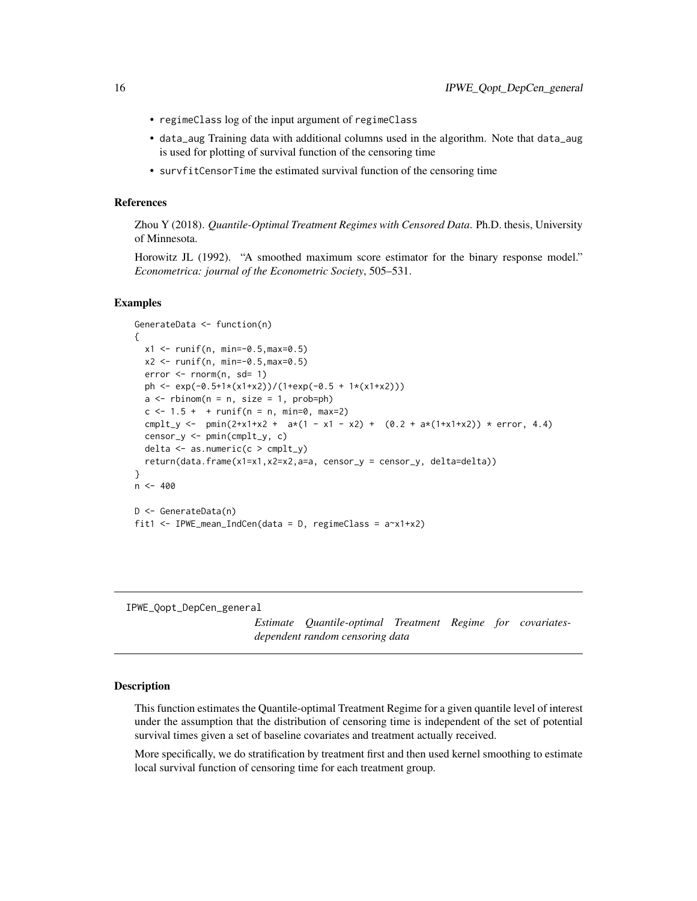- regimeClass log of the input argument of regimeClass
- data_aug Training data with additional columns used in the algorithm. Note that data_aug is used for plotting of survival function of the censoring time
- survfitCensorTime the estimated survival function of the censoring time

### References

Zhou Y (2018). *Quantile-Optimal Treatment Regimes with Censored Data*. Ph.D. thesis, University of Minnesota.

Horowitz JL (1992). "A smoothed maximum score estimator for the binary response model." *Econometrica: journal of the Econometric Society*, 505–531.

### Examples

```
GenerateData <- function(n)
{
  x1 <- runif(n, min=-0.5,max=0.5)
  x2 <- runif(n, min=-0.5,max=0.5)
  error <- rnorm(n, sd= 1)
  ph <- exp(-0.5+1*(x1+x2))/(1+exp(-0.5 + 1*(x1+x2)))
  a <- rbinom(n = n, size = 1, prob=ph)
  c <- 1.5 +  + runif(n = n, min=0, max=2)
  cmplt_y <-  pmin(2+x1+x2 +  a*(1 - x1 - x2) +  (0.2 + a*(1+x1+x2)) * error, 4.4)
  censor_y <- pmin(cmplt_y, c)
  delta <- as.numeric(c > cmplt_y)
  return(data.frame(x1=x1,x2=x2,a=a, censor_y = censor_y, delta=delta))
}
n <- 400

D <- GenerateData(n)
fit1 <- IPWE_mean_IndCen(data = D, regimeClass = a~x1+x2)
```

---

## IPWE_Qopt_DepCen_general

*Estimate Quantile-optimal Treatment Regime for covariates-dependent random censoring data*

---

### Description

This function estimates the Quantile-optimal Treatment Regime for a given quantile level of interest under the assumption that the distribution of censoring time is independent of the set of potential survival times given a set of baseline covariates and treatment actually received.

More specifically, we do stratification by treatment first and then used kernel smoothing to estimate local survival function of censoring time for each treatment group.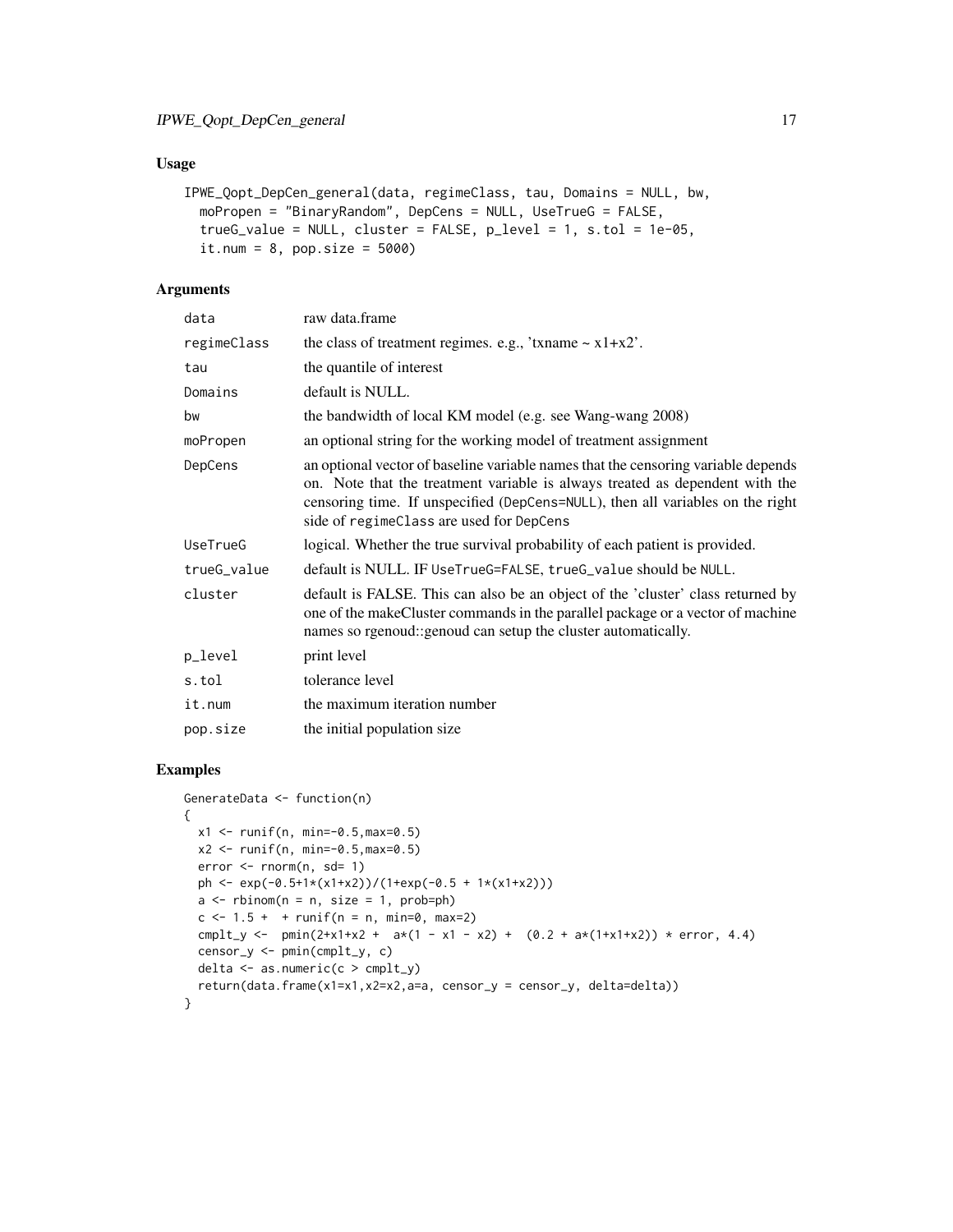## Usage

```
IPWE_Qopt_DepCen_general(data, regimeClass, tau, Domains = NULL, bw,
  moPropen = "BinaryRandom", DepCens = NULL, UseTrueG = FALSE,
  trueG_value = NULL, cluster = FALSE, p_level = 1, s.tol = 1e-05,
  it.num = 8, pop.size = 5000)
```

## Arguments

| | |
|---|---|
| data | raw data.frame |
| regimeClass | the class of treatment regimes. e.g., 'txname ~ x1+x2'. |
| tau | the quantile of interest |
| Domains | default is NULL. |
| bw | the bandwidth of local KM model (e.g. see Wang-wang 2008) |
| moPropen | an optional string for the working model of treatment assignment |
| DepCens | an optional vector of baseline variable names that the censoring variable depends on. Note that the treatment variable is always treated as dependent with the censoring time. If unspecified (DepCens=NULL), then all variables on the right side of regimeClass are used for DepCens |
| UseTrueG | logical. Whether the true survival probability of each patient is provided. |
| trueG_value | default is NULL. IF UseTrueG=FALSE, trueG_value should be NULL. |
| cluster | default is FALSE. This can also be an object of the 'cluster' class returned by one of the makeCluster commands in the parallel package or a vector of machine names so rgenoud::genoud can setup the cluster automatically. |
| p_level | print level |
| s.tol | tolerance level |
| it.num | the maximum iteration number |
| pop.size | the initial population size |

## Examples

```
GenerateData <- function(n)
{
  x1 <- runif(n, min=-0.5,max=0.5)
  x2 <- runif(n, min=-0.5,max=0.5)
  error <- rnorm(n, sd= 1)
  ph <- exp(-0.5+1*(x1+x2))/(1+exp(-0.5 + 1*(x1+x2)))
  a <- rbinom(n = n, size = 1, prob=ph)
  c <- 1.5 +  + runif(n = n, min=0, max=2)
  cmplt_y <-  pmin(2+x1+x2 +  a*(1 - x1 - x2) +  (0.2 + a*(1+x1+x2)) * error, 4.4)
  censor_y <- pmin(cmplt_y, c)
  delta <- as.numeric(c > cmplt_y)
  return(data.frame(x1=x1,x2=x2,a=a, censor_y = censor_y, delta=delta))
}
```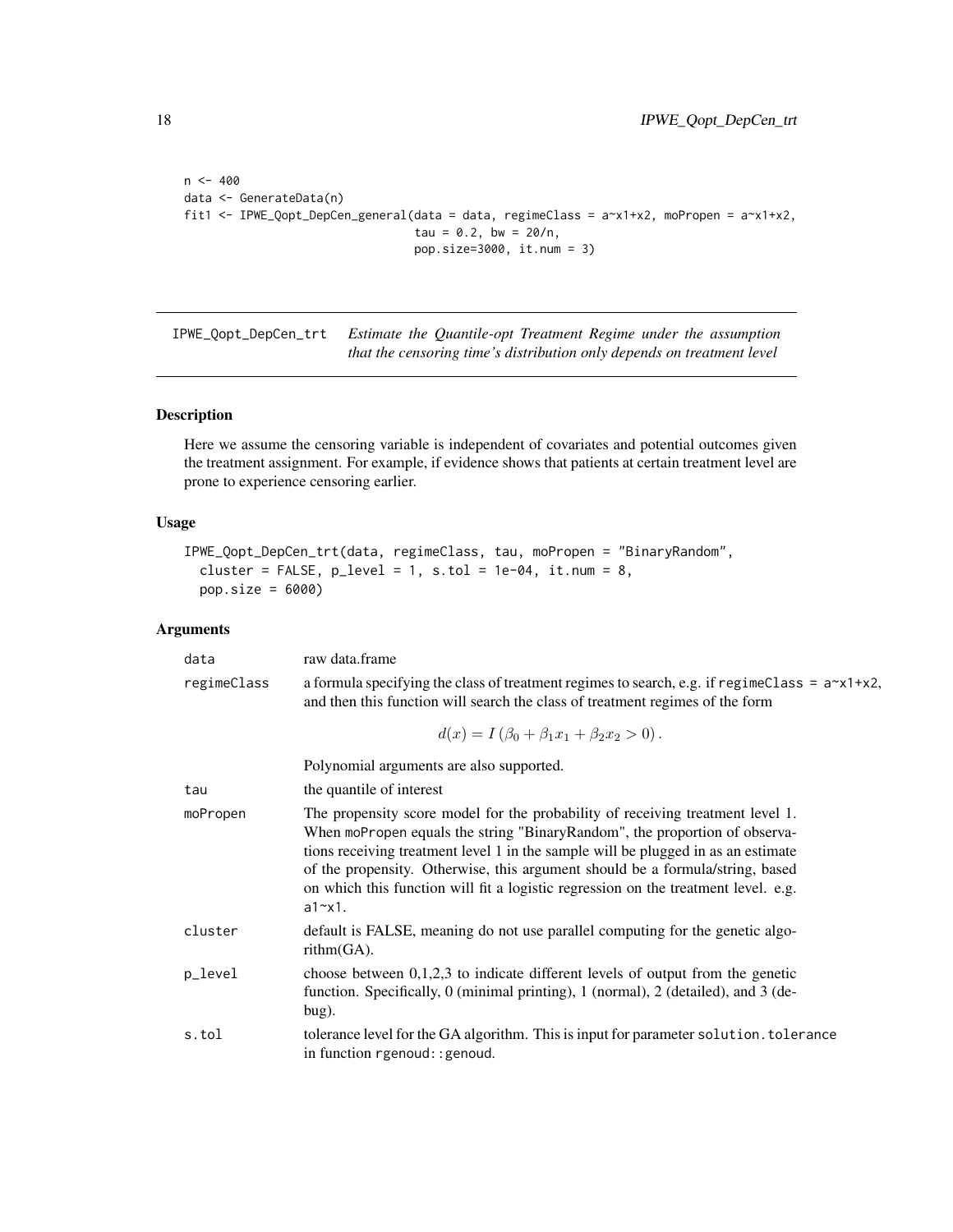```
n <- 400
data <- GenerateData(n)
fit1 <- IPWE_Qopt_DepCen_general(data = data, regimeClass = a~x1+x2, moPropen = a~x1+x2,
                                tau = 0.2, bw = 20/n,
                                pop.size=3000, it.num = 3)
```

---

## IPWE_Qopt_DepCen_trt — *Estimate the Quantile-opt Treatment Regime under the assumption that the censoring time's distribution only depends on treatment level*

---

### Description

Here we assume the censoring variable is independent of covariates and potential outcomes given the treatment assignment. For example, if evidence shows that patients at certain treatment level are prone to experience censoring earlier.

### Usage

```
IPWE_Qopt_DepCen_trt(data, regimeClass, tau, moPropen = "BinaryRandom",
  cluster = FALSE, p_level = 1, s.tol = 1e-04, it.num = 8,
  pop.size = 6000)
```

### Arguments

`data` raw data.frame

`regimeClass` a formula specifying the class of treatment regimes to search, e.g. if `regimeClass = a~x1+x2`, and then this function will search the class of treatment regimes of the form

$$d(x) = I(\beta_0 + \beta_1 x_1 + \beta_2 x_2 > 0).$$

Polynomial arguments are also supported.

`tau` the quantile of interest

`moPropen` The propensity score model for the probability of receiving treatment level 1. When `moPropen` equals the string "BinaryRandom", the proportion of observations receiving treatment level 1 in the sample will be plugged in as an estimate of the propensity. Otherwise, this argument should be a formula/string, based on which this function will fit a logistic regression on the treatment level. e.g. `a1~x1`.

`cluster` default is FALSE, meaning do not use parallel computing for the genetic algorithm(GA).

`p_level` choose between 0,1,2,3 to indicate different levels of output from the genetic function. Specifically, 0 (minimal printing), 1 (normal), 2 (detailed), and 3 (debug).

`s.tol` tolerance level for the GA algorithm. This is input for parameter `solution.tolerance` in function `rgenoud::genoud`.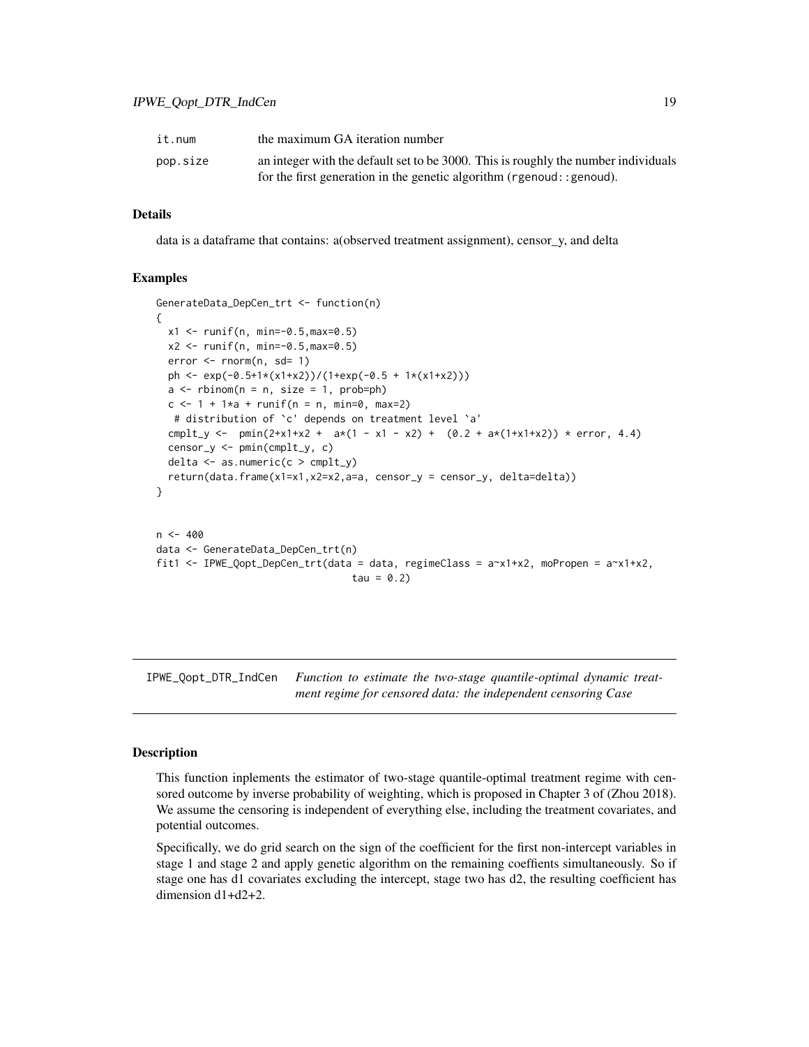| | |
|---|---|
| it.num | the maximum GA iteration number |
| pop.size | an integer with the default set to be 3000. This is roughly the number individuals for the first generation in the genetic algorithm (rgenoud::genoud). |

### Details

data is a dataframe that contains: a(observed treatment assignment), censor_y, and delta

### Examples

```
GenerateData_DepCen_trt <- function(n)
{
  x1 <- runif(n, min=-0.5,max=0.5)
  x2 <- runif(n, min=-0.5,max=0.5)
  error <- rnorm(n, sd= 1)
  ph <- exp(-0.5+1*(x1+x2))/(1+exp(-0.5 + 1*(x1+x2)))
  a <- rbinom(n = n, size = 1, prob=ph)
  c <- 1 + 1*a + runif(n = n, min=0, max=2)
   # distribution of `c' depends on treatment level `a'
  cmplt_y <-  pmin(2+x1+x2 +  a*(1 - x1 - x2) +  (0.2 + a*(1+x1+x2)) * error, 4.4)
  censor_y <- pmin(cmplt_y, c)
  delta <- as.numeric(c > cmplt_y)
  return(data.frame(x1=x1,x2=x2,a=a, censor_y = censor_y, delta=delta))
}


n <- 400
data <- GenerateData_DepCen_trt(n)
fit1 <- IPWE_Qopt_DepCen_trt(data = data, regimeClass = a~x1+x2, moPropen = a~x1+x2,
                                  tau = 0.2)
```

---

## IPWE_Qopt_DTR_IndCen

*Function to estimate the two-stage quantile-optimal dynamic treatment regime for censored data: the independent censoring Case*

### Description

This function inplements the estimator of two-stage quantile-optimal treatment regime with censored outcome by inverse probability of weighting, which is proposed in Chapter 3 of (Zhou 2018). We assume the censoring is independent of everything else, including the treatment covariates, and potential outcomes.

Specifically, we do grid search on the sign of the coefficient for the first non-intercept variables in stage 1 and stage 2 and apply genetic algorithm on the remaining coeffients simultaneously. So if stage one has d1 covariates excluding the intercept, stage two has d2, the resulting coefficient has dimension d1+d2+2.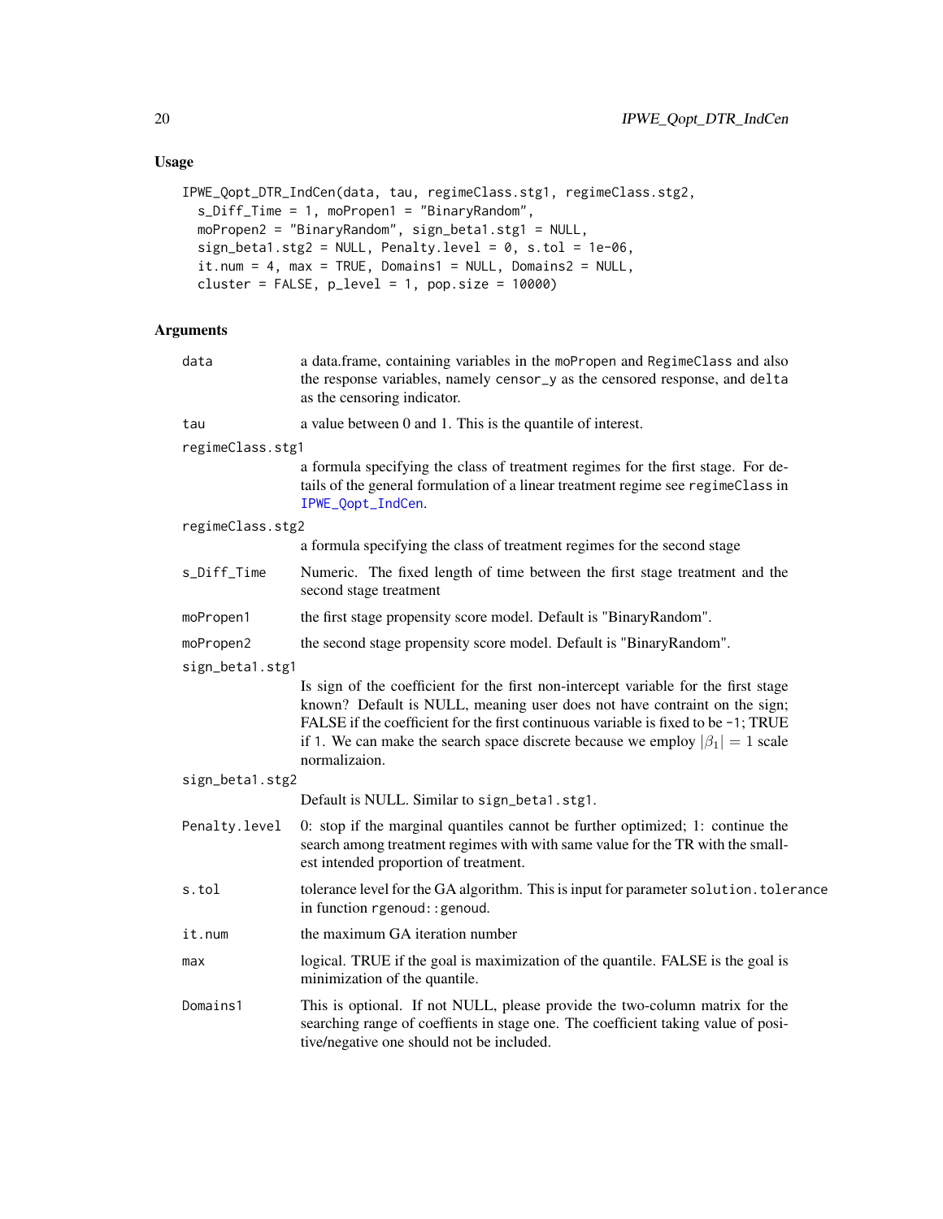## Usage

```
IPWE_Qopt_DTR_IndCen(data, tau, regimeClass.stg1, regimeClass.stg2,
  s_Diff_Time = 1, moPropen1 = "BinaryRandom",
  moPropen2 = "BinaryRandom", sign_beta1.stg1 = NULL,
  sign_beta1.stg2 = NULL, Penalty.level = 0, s.tol = 1e-06,
  it.num = 4, max = TRUE, Domains1 = NULL, Domains2 = NULL,
  cluster = FALSE, p_level = 1, pop.size = 10000)
```

## Arguments

**data** a data.frame, containing variables in the moPropen and RegimeClass and also the response variables, namely censor_y as the censored response, and delta as the censoring indicator.

**tau** a value between 0 and 1. This is the quantile of interest.

**regimeClass.stg1** a formula specifying the class of treatment regimes for the first stage. For details of the general formulation of a linear treatment regime see regimeClass in IPWE_Qopt_IndCen.

**regimeClass.stg2** a formula specifying the class of treatment regimes for the second stage

**s_Diff_Time** Numeric. The fixed length of time between the first stage treatment and the second stage treatment

**moPropen1** the first stage propensity score model. Default is "BinaryRandom".

**moPropen2** the second stage propensity score model. Default is "BinaryRandom".

**sign_beta1.stg1** Is sign of the coefficient for the first non-intercept variable for the first stage known? Default is NULL, meaning user does not have contraint on the sign; FALSE if the coefficient for the first continuous variable is fixed to be -1; TRUE if 1. We can make the search space discrete because we employ $|\beta_1| = 1$ scale normalizaion.

**sign_beta1.stg2** Default is NULL. Similar to sign_beta1.stg1.

**Penalty.level** 0: stop if the marginal quantiles cannot be further optimized; 1: continue the search among treatment regimes with with same value for the TR with the smallest intended proportion of treatment.

**s.tol** tolerance level for the GA algorithm. This is input for parameter solution.tolerance in function rgenoud::genoud.

**it.num** the maximum GA iteration number

**max** logical. TRUE if the goal is maximization of the quantile. FALSE is the goal is minimization of the quantile.

**Domains1** This is optional. If not NULL, please provide the two-column matrix for the searching range of coeffients in stage one. The coefficient taking value of positive/negative one should not be included.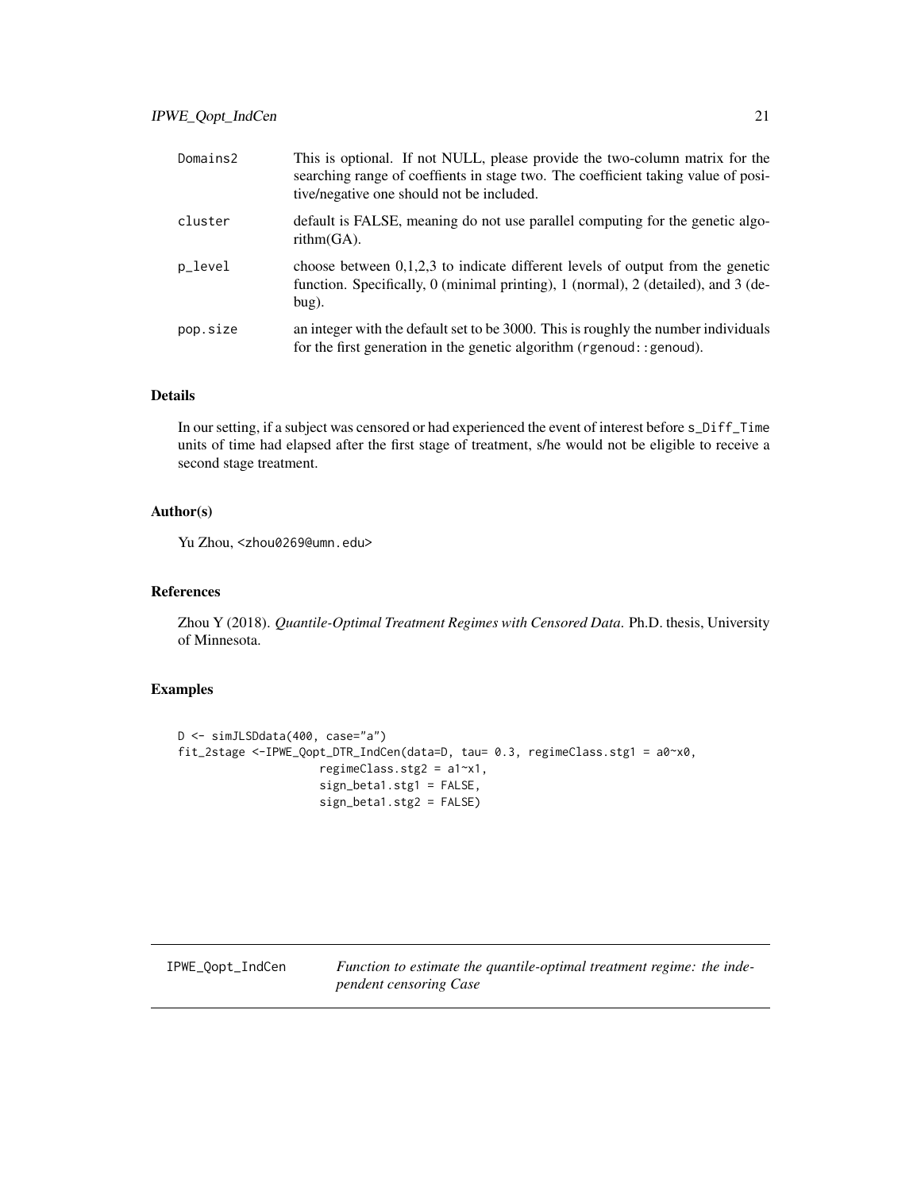| | |
|---|---|
| Domains2 | This is optional. If not NULL, please provide the two-column matrix for the searching range of coeffients in stage two. The coefficient taking value of positive/negative one should not be included. |
| cluster | default is FALSE, meaning do not use parallel computing for the genetic algorithm(GA). |
| p_level | choose between 0,1,2,3 to indicate different levels of output from the genetic function. Specifically, 0 (minimal printing), 1 (normal), 2 (detailed), and 3 (debug). |
| pop.size | an integer with the default set to be 3000. This is roughly the number individuals for the first generation in the genetic algorithm (rgenoud::genoud). |

### Details

In our setting, if a subject was censored or had experienced the event of interest before s_Diff_Time units of time had elapsed after the first stage of treatment, s/he would not be eligible to receive a second stage treatment.

### Author(s)

Yu Zhou, <zhou0269@umn.edu>

### References

Zhou Y (2018). *Quantile-Optimal Treatment Regimes with Censored Data*. Ph.D. thesis, University of Minnesota.

### Examples

```
D <- simJLSDdata(400, case="a")
fit_2stage <-IPWE_Qopt_DTR_IndCen(data=D, tau= 0.3, regimeClass.stg1 = a0~x0,
                    regimeClass.stg2 = a1~x1,
                    sign_beta1.stg1 = FALSE,
                    sign_beta1.stg2 = FALSE)
```

---

IPWE_Qopt_IndCen &nbsp;&nbsp;&nbsp; *Function to estimate the quantile-optimal treatment regime: the independent censoring Case*

---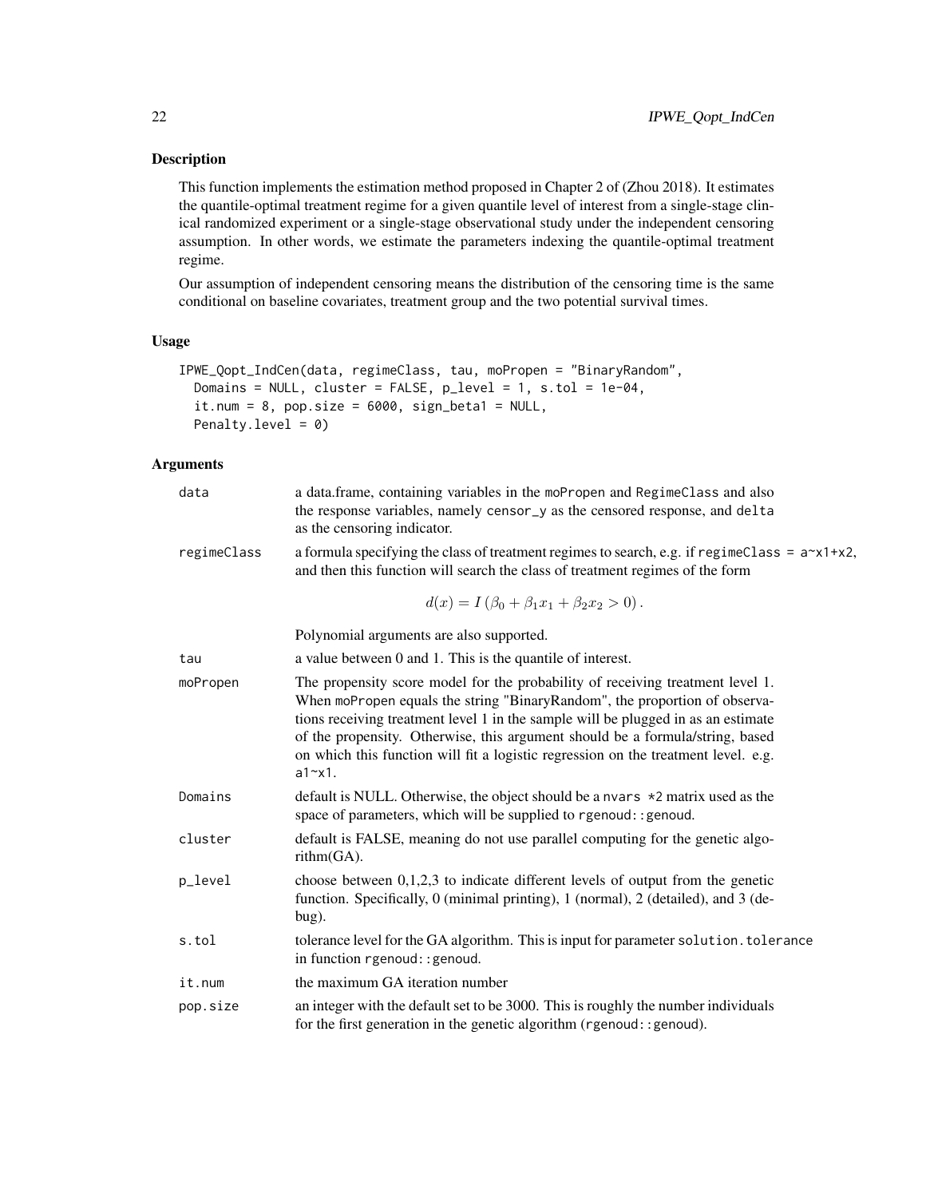## Description

This function implements the estimation method proposed in Chapter 2 of (Zhou 2018). It estimates the quantile-optimal treatment regime for a given quantile level of interest from a single-stage clinical randomized experiment or a single-stage observational study under the independent censoring assumption. In other words, we estimate the parameters indexing the quantile-optimal treatment regime.

Our assumption of independent censoring means the distribution of the censoring time is the same conditional on baseline covariates, treatment group and the two potential survival times.

## Usage

```
IPWE_Qopt_IndCen(data, regimeClass, tau, moPropen = "BinaryRandom",
  Domains = NULL, cluster = FALSE, p_level = 1, s.tol = 1e-04,
  it.num = 8, pop.size = 6000, sign_beta1 = NULL,
  Penalty.level = 0)
```

## Arguments

- `data` — a data.frame, containing variables in the `moPropen` and `RegimeClass` and also the response variables, namely `censor_y` as the censored response, and `delta` as the censoring indicator.
- `regimeClass` — a formula specifying the class of treatment regimes to search, e.g. if `regimeClass = a~x1+x2`, and then this function will search the class of treatment regimes of the form

$$d(x) = I\left(\beta_0 + \beta_1 x_1 + \beta_2 x_2 > 0\right).$$

  Polynomial arguments are also supported.
- `tau` — a value between 0 and 1. This is the quantile of interest.
- `moPropen` — The propensity score model for the probability of receiving treatment level 1. When `moPropen` equals the string "BinaryRandom", the proportion of observations receiving treatment level 1 in the sample will be plugged in as an estimate of the propensity. Otherwise, this argument should be a formula/string, based on which this function will fit a logistic regression on the treatment level. e.g. `a1~x1`.
- `Domains` — default is NULL. Otherwise, the object should be a `nvars *2` matrix used as the space of parameters, which will be supplied to `rgenoud::genoud`.
- `cluster` — default is FALSE, meaning do not use parallel computing for the genetic algorithm(GA).
- `p_level` — choose between 0,1,2,3 to indicate different levels of output from the genetic function. Specifically, 0 (minimal printing), 1 (normal), 2 (detailed), and 3 (debug).
- `s.tol` — tolerance level for the GA algorithm. This is input for parameter `solution.tolerance` in function `rgenoud::genoud`.
- `it.num` — the maximum GA iteration number
- `pop.size` — an integer with the default set to be 3000. This is roughly the number individuals for the first generation in the genetic algorithm (`rgenoud::genoud`).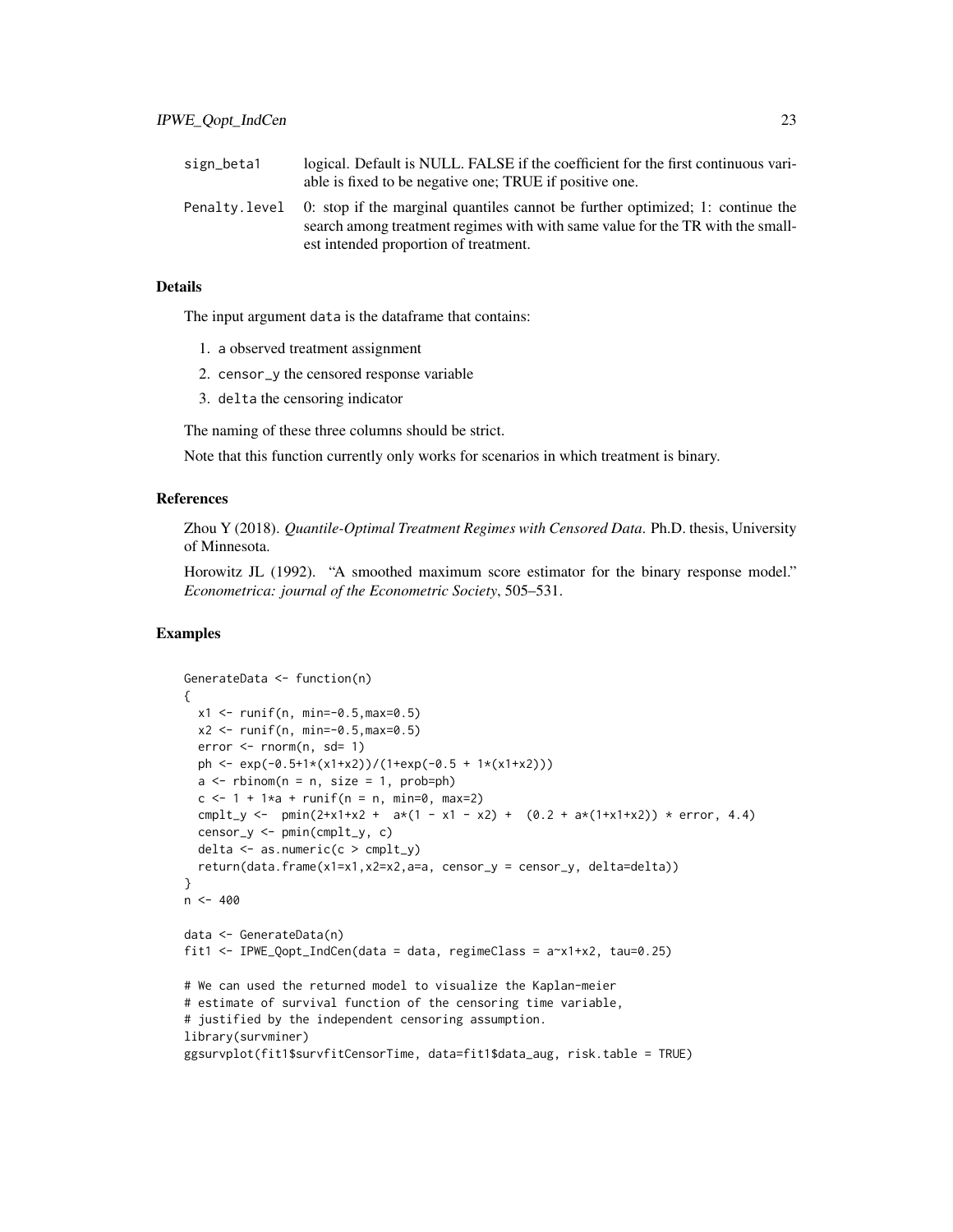| | |
|---|---|
| sign_beta1 | logical. Default is NULL. FALSE if the coefficient for the first continuous variable is fixed to be negative one; TRUE if positive one. |
| Penalty.level | 0: stop if the marginal quantiles cannot be further optimized; 1: continue the search among treatment regimes with with same value for the TR with the smallest intended proportion of treatment. |

## Details

The input argument data is the dataframe that contains:

1. a observed treatment assignment
2. censor_y the censored response variable
3. delta the censoring indicator

The naming of these three columns should be strict.

Note that this function currently only works for scenarios in which treatment is binary.

## References

Zhou Y (2018). *Quantile-Optimal Treatment Regimes with Censored Data*. Ph.D. thesis, University of Minnesota.

Horowitz JL (1992). "A smoothed maximum score estimator for the binary response model." *Econometrica: journal of the Econometric Society*, 505–531.

## Examples

```
GenerateData <- function(n)
{
  x1 <- runif(n, min=-0.5,max=0.5)
  x2 <- runif(n, min=-0.5,max=0.5)
  error <- rnorm(n, sd= 1)
  ph <- exp(-0.5+1*(x1+x2))/(1+exp(-0.5 + 1*(x1+x2)))
  a <- rbinom(n = n, size = 1, prob=ph)
  c <- 1 + 1*a + runif(n = n, min=0, max=2)
  cmplt_y <-  pmin(2+x1+x2 +  a*(1 - x1 - x2) +  (0.2 + a*(1+x1+x2)) * error, 4.4)
  censor_y <- pmin(cmplt_y, c)
  delta <- as.numeric(c > cmplt_y)
  return(data.frame(x1=x1,x2=x2,a=a, censor_y = censor_y, delta=delta))
}
n <- 400

data <- GenerateData(n)
fit1 <- IPWE_Qopt_IndCen(data = data, regimeClass = a~x1+x2, tau=0.25)

# We can used the returned model to visualize the Kaplan-meier
# estimate of survival function of the censoring time variable,
# justified by the independent censoring assumption.
library(survminer)
ggsurvplot(fit1$survfitCensorTime, data=fit1$data_aug, risk.table = TRUE)
```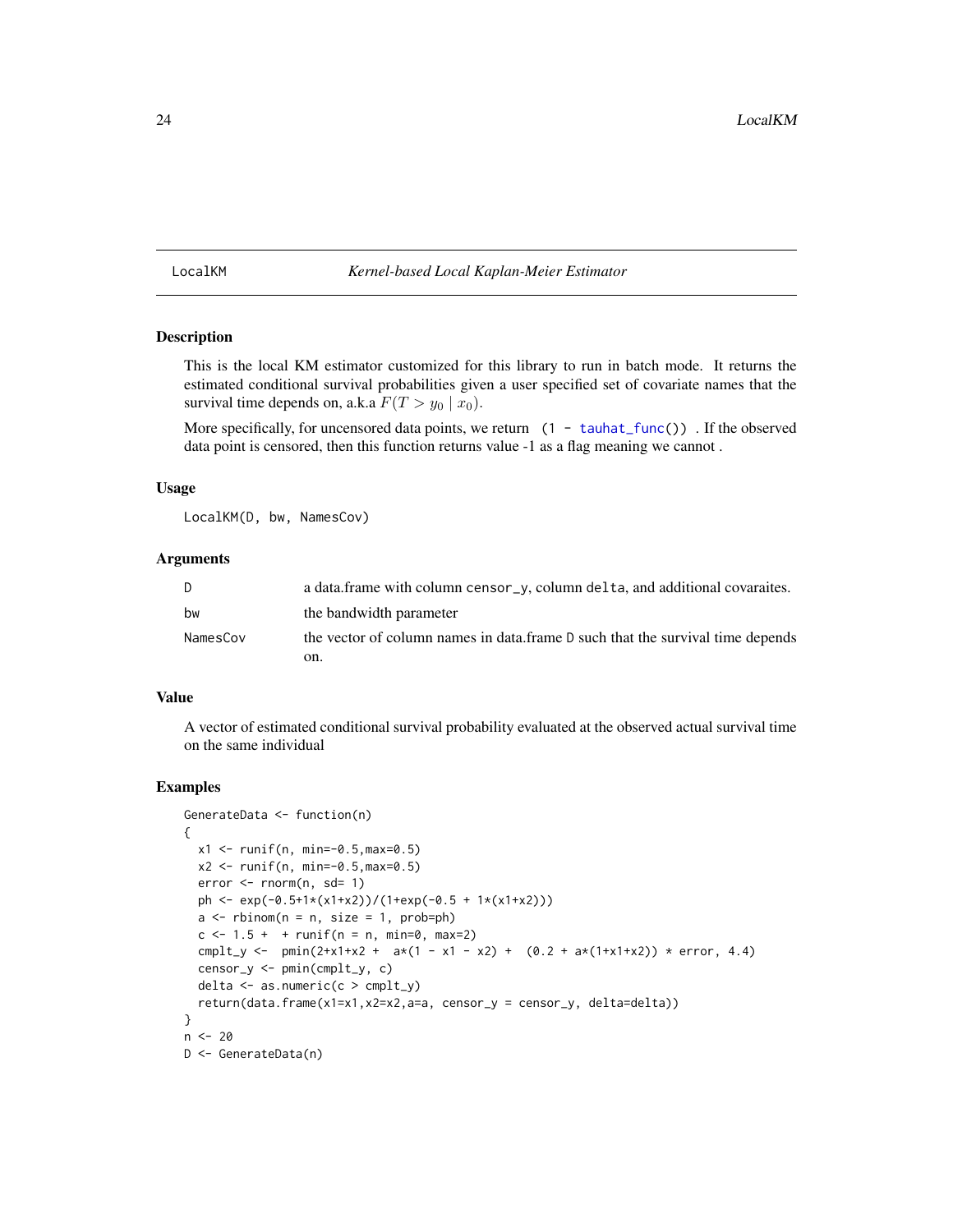LocalKM *Kernel-based Local Kaplan-Meier Estimator*

## Description

This is the local KM estimator customized for this library to run in batch mode. It returns the estimated conditional survival probabilities given a user specified set of covariate names that the survival time depends on, a.k.a $F(T > y_0 \mid x_0)$.

More specifically, for uncensored data points, we return `(1 - tauhat_func())` . If the observed data point is censored, then this function returns value -1 as a flag meaning we cannot .

## Usage

```
LocalKM(D, bw, NamesCov)
```

## Arguments

| | |
|---|---|
| D | a data.frame with column `censor_y`, column `delta`, and additional covaraites. |
| bw | the bandwidth parameter |
| NamesCov | the vector of column names in data.frame D such that the survival time depends on. |

## Value

A vector of estimated conditional survival probability evaluated at the observed actual survival time on the same individual

## Examples

```
GenerateData <- function(n)
{
  x1 <- runif(n, min=-0.5,max=0.5)
  x2 <- runif(n, min=-0.5,max=0.5)
  error <- rnorm(n, sd= 1)
  ph <- exp(-0.5+1*(x1+x2))/(1+exp(-0.5 + 1*(x1+x2)))
  a <- rbinom(n = n, size = 1, prob=ph)
  c <- 1.5 +  + runif(n = n, min=0, max=2)
  cmplt_y <-  pmin(2+x1+x2 +  a*(1 - x1 - x2) +  (0.2 + a*(1+x1+x2)) * error, 4.4)
  censor_y <- pmin(cmplt_y, c)
  delta <- as.numeric(c > cmplt_y)
  return(data.frame(x1=x1,x2=x2,a=a, censor_y = censor_y, delta=delta))
}
n <- 20
D <- GenerateData(n)
```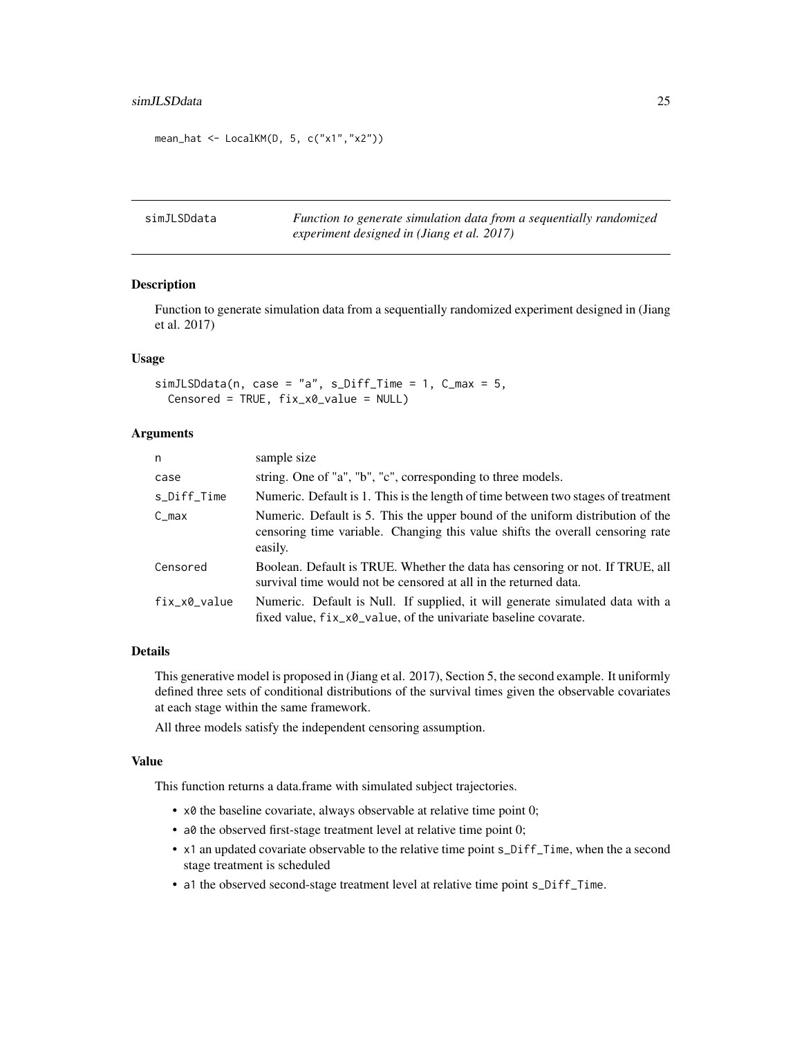```
mean_hat <- LocalKM(D, 5, c("x1","x2"))
```

## simJLSDdata — *Function to generate simulation data from a sequentially randomized experiment designed in (Jiang et al. 2017)*

### Description

Function to generate simulation data from a sequentially randomized experiment designed in (Jiang et al. 2017)

### Usage

```
simJLSDdata(n, case = "a", s_Diff_Time = 1, C_max = 5,
  Censored = TRUE, fix_x0_value = NULL)
```

### Arguments

| | |
|---|---|
| `n` | sample size |
| `case` | string. One of "a", "b", "c", corresponding to three models. |
| `s_Diff_Time` | Numeric. Default is 1. This is the length of time between two stages of treatment |
| `C_max` | Numeric. Default is 5. This the upper bound of the uniform distribution of the censoring time variable. Changing this value shifts the overall censoring rate easily. |
| `Censored` | Boolean. Default is TRUE. Whether the data has censoring or not. If TRUE, all survival time would not be censored at all in the returned data. |
| `fix_x0_value` | Numeric. Default is Null. If supplied, it will generate simulated data with a fixed value, `fix_x0_value`, of the univariate baseline covarate. |

### Details

This generative model is proposed in (Jiang et al. 2017), Section 5, the second example. It uniformly defined three sets of conditional distributions of the survival times given the observable covariates at each stage within the same framework.

All three models satisfy the independent censoring assumption.

### Value

This function returns a data.frame with simulated subject trajectories.

- `x0` the baseline covariate, always observable at relative time point 0;
- `a0` the observed first-stage treatment level at relative time point 0;
- `x1` an updated covariate observable to the relative time point `s_Diff_Time`, when the a second stage treatment is scheduled
- `a1` the observed second-stage treatment level at relative time point `s_Diff_Time`.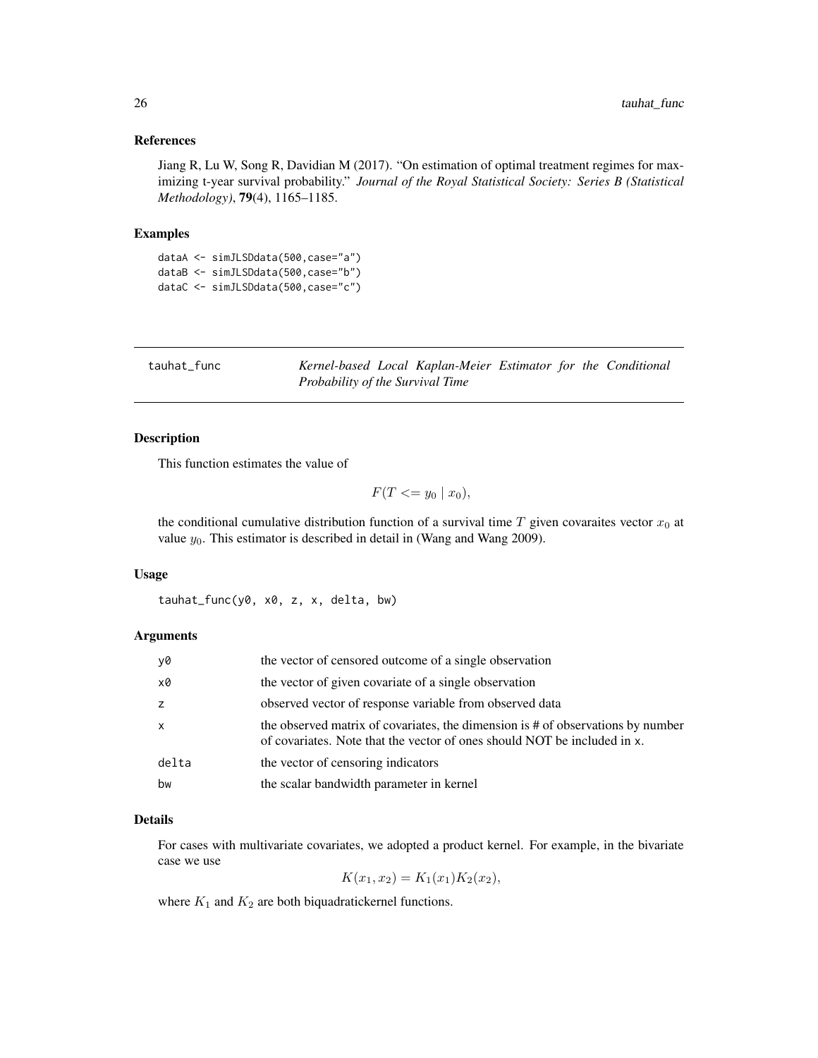### References

Jiang R, Lu W, Song R, Davidian M (2017). "On estimation of optimal treatment regimes for maximizing t-year survival probability." *Journal of the Royal Statistical Society: Series B (Statistical Methodology)*, **79**(4), 1165–1185.

### Examples

```
dataA <- simJLSDdata(500,case="a")
dataB <- simJLSDdata(500,case="b")
dataC <- simJLSDdata(500,case="c")
```

---

## tauhat_func — *Kernel-based Local Kaplan-Meier Estimator for the Conditional Probability of the Survival Time*

---

### Description

This function estimates the value of

$$F(T <= y_0 \mid x_0),$$

the conditional cumulative distribution function of a survival time $T$ given covaraites vector $x_0$ at value $y_0$. This estimator is described in detail in (Wang and Wang 2009).

### Usage

```
tauhat_func(y0, x0, z, x, delta, bw)
```

### Arguments

| | |
|---|---|
| y0 | the vector of censored outcome of a single observation |
| x0 | the vector of given covariate of a single observation |
| z | observed vector of response variable from observed data |
| x | the observed matrix of covariates, the dimension is # of observations by number of covariates. Note that the vector of ones should NOT be included in x. |
| delta | the vector of censoring indicators |
| bw | the scalar bandwidth parameter in kernel |

### Details

For cases with multivariate covariates, we adopted a product kernel. For example, in the bivariate case we use

$$K(x_1, x_2) = K_1(x_1)K_2(x_2),$$

where $K_1$ and $K_2$ are both biquadratickernel functions.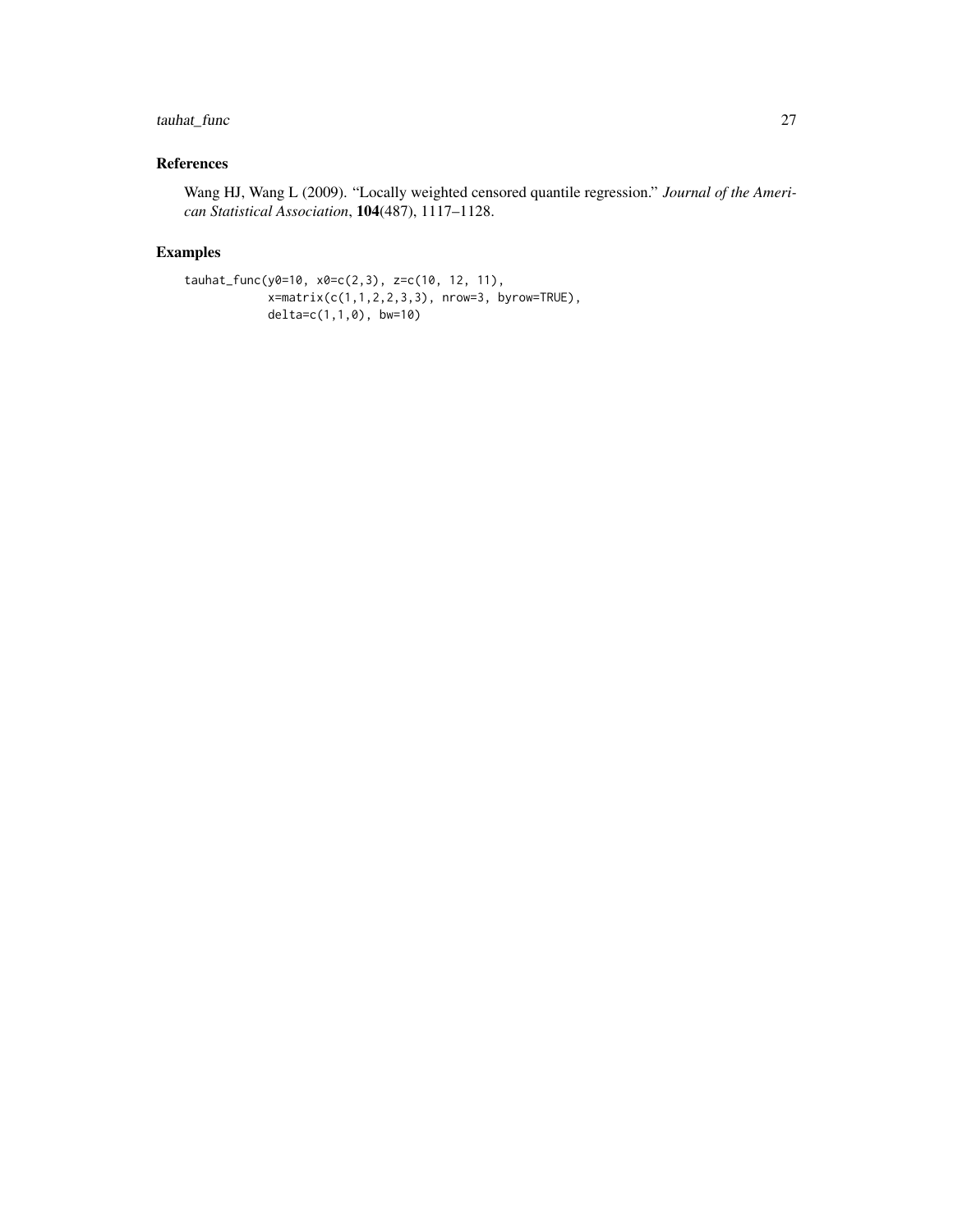## References

Wang HJ, Wang L (2009). "Locally weighted censored quantile regression." *Journal of the American Statistical Association*, **104**(487), 1117–1128.

## Examples

```
tauhat_func(y0=10, x0=c(2,3), z=c(10, 12, 11),
            x=matrix(c(1,1,2,2,3,3), nrow=3, byrow=TRUE),
            delta=c(1,1,0), bw=10)
```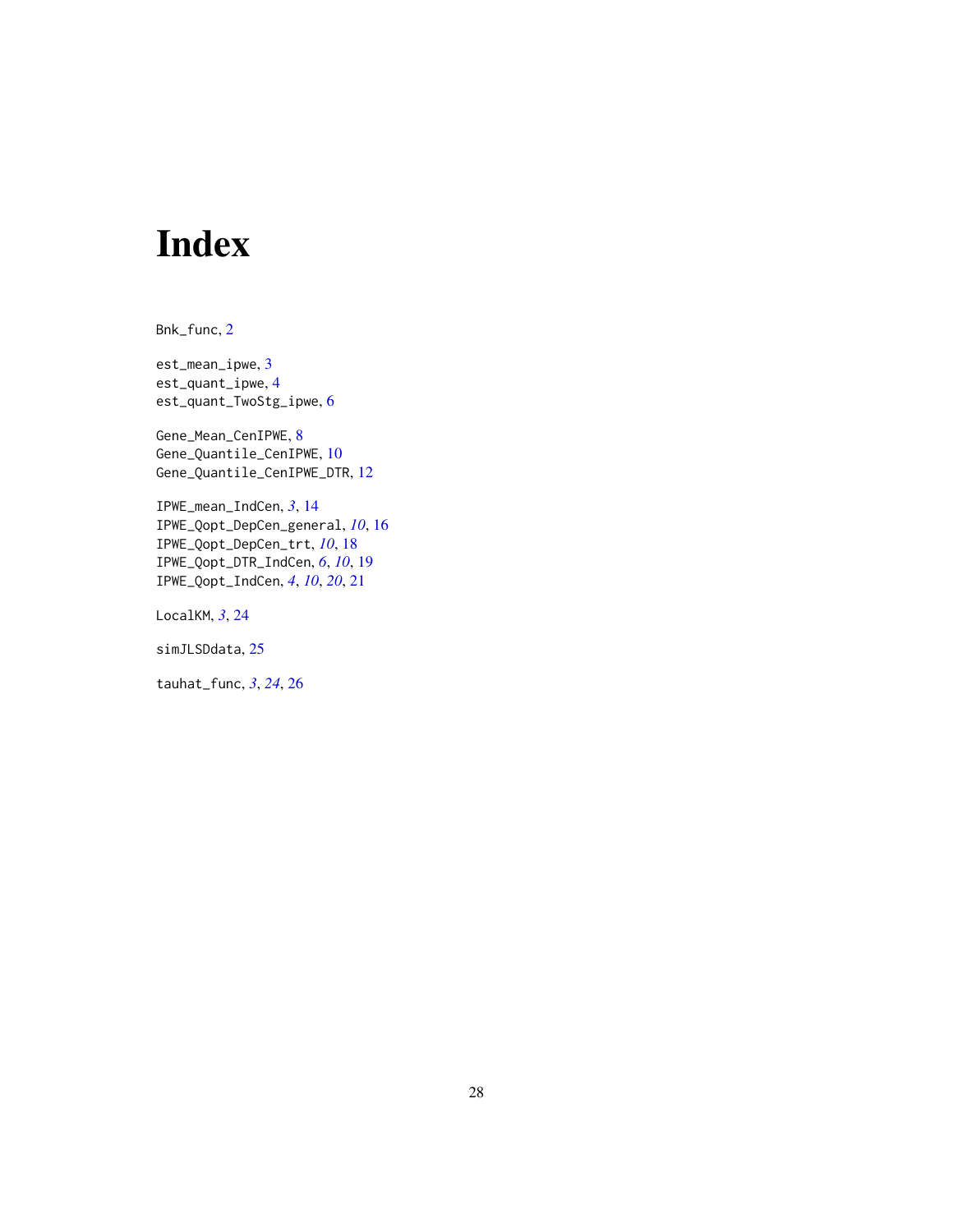# Index

Bnk_func, 2

est_mean_ipwe, 3
est_quant_ipwe, 4
est_quant_TwoStg_ipwe, 6

Gene_Mean_CenIPWE, 8
Gene_Quantile_CenIPWE, 10
Gene_Quantile_CenIPWE_DTR, 12

IPWE_mean_IndCen, *3*, 14
IPWE_Qopt_DepCen_general, *10*, 16
IPWE_Qopt_DepCen_trt, *10*, 18
IPWE_Qopt_DTR_IndCen, *6*, *10*, 19
IPWE_Qopt_IndCen, *4*, *10*, *20*, 21

LocalKM, *3*, 24

simJLSDdata, 25

tauhat_func, *3*, *24*, 26